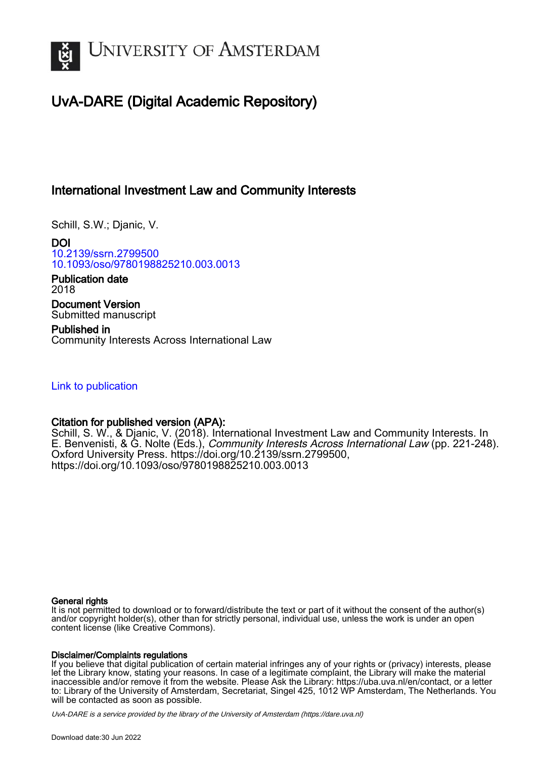# University of Amsterdam

## UvA-DARE (Digital Academic Repository)

### International Investment Law and Community Interests

Schill, S.W.; Djanic, V.

**DOI**
10.2139/ssrn.2799500
10.1093/oso/9780198825210.003.0013

**Publication date**
2018

**Document Version**
Submitted manuscript

**Published in**
Community Interests Across International Law

Link to publication

**Citation for published version (APA):**
Schill, S. W., & Djanic, V. (2018). International Investment Law and Community Interests. In E. Benvenisti, & G. Nolte (Eds.), *Community Interests Across International Law* (pp. 221-248). Oxford University Press. https://doi.org/10.2139/ssrn.2799500, https://doi.org/10.1093/oso/9780198825210.003.0013

**General rights**
It is not permitted to download or to forward/distribute the text or part of it without the consent of the author(s) and/or copyright holder(s), other than for strictly personal, individual use, unless the work is under an open content license (like Creative Commons).

**Disclaimer/Complaints regulations**
If you believe that digital publication of certain material infringes any of your rights or (privacy) interests, please let the Library know, stating your reasons. In case of a legitimate complaint, the Library will make the material inaccessible and/or remove it from the website. Please Ask the Library: https://uba.uva.nl/en/contact, or a letter to: Library of the University of Amsterdam, Secretariat, Singel 425, 1012 WP Amsterdam, The Netherlands. You will be contacted as soon as possible.

*UvA-DARE is a service provided by the library of the University of Amsterdam (https://dare.uva.nl)*

Download date:30 Jun 2022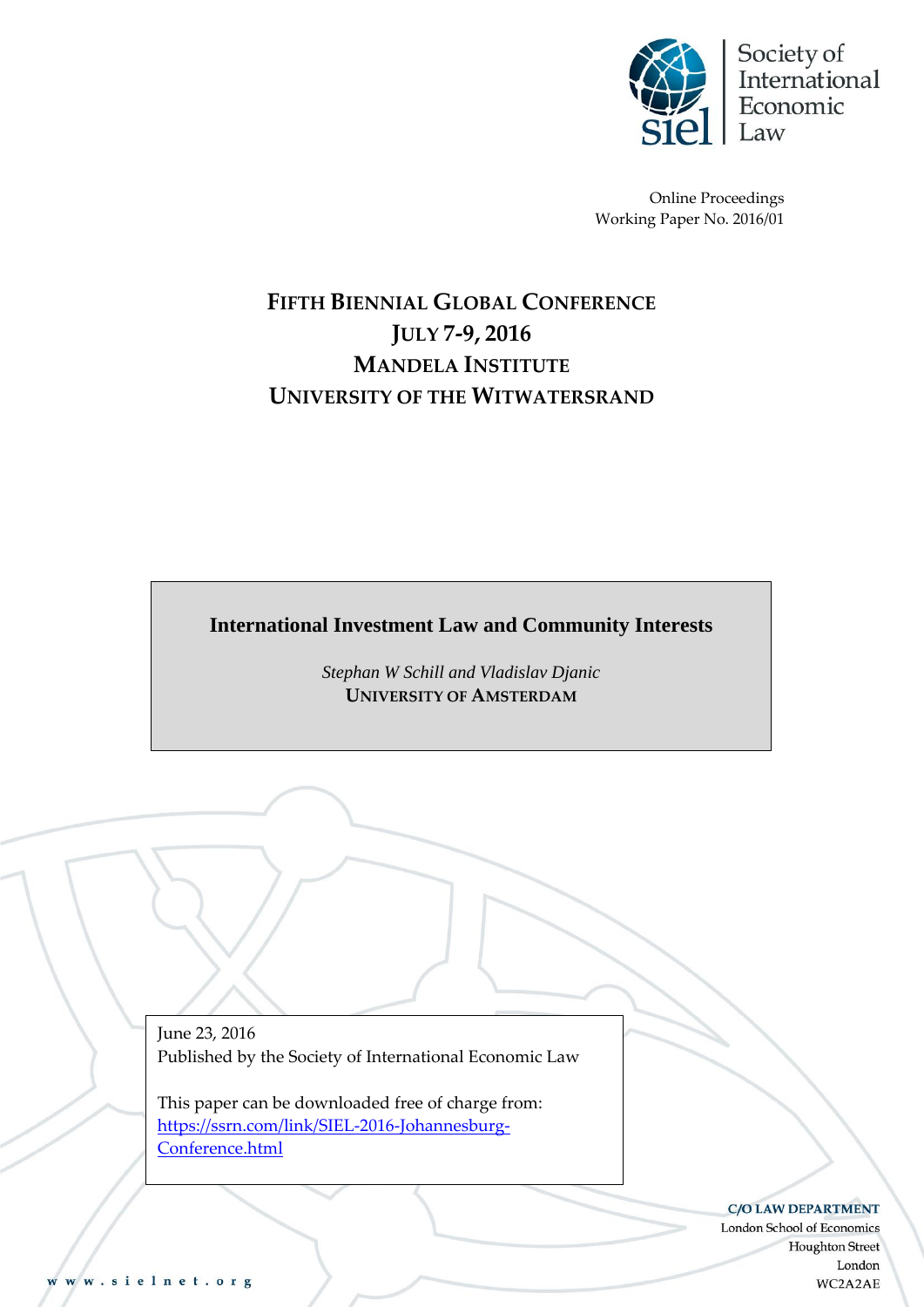Society of International Economic Law

Online Proceedings
Working Paper No. 2016/01

# FIFTH BIENNIAL GLOBAL CONFERENCE
## JULY 7-9, 2016
## MANDELA INSTITUTE
## UNIVERSITY OF THE WITWATERSRAND

**International Investment Law and Community Interests**

*Stephan W Schill and Vladislav Djanic*
UNIVERSITY OF AMSTERDAM

June 23, 2016
Published by the Society of International Economic Law

This paper can be downloaded free of charge from:
https://ssrn.com/link/SIEL-2016-Johannesburg-Conference.html

www.sielnet.org

**C/O LAW DEPARTMENT**
London School of Economics
Houghton Street
London
WC2A2AE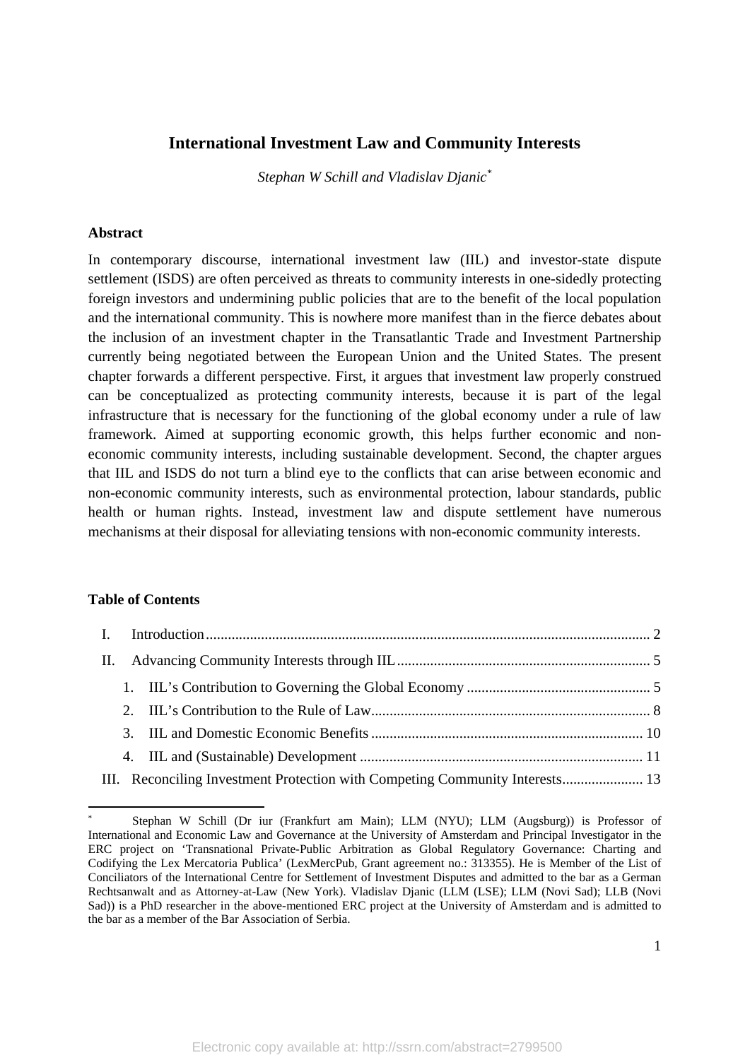# International Investment Law and Community Interests

*Stephan W Schill and Vladislav Djanic*[*]

## Abstract

In contemporary discourse, international investment law (IIL) and investor-state dispute settlement (ISDS) are often perceived as threats to community interests in one-sidedly protecting foreign investors and undermining public policies that are to the benefit of the local population and the international community. This is nowhere more manifest than in the fierce debates about the inclusion of an investment chapter in the Transatlantic Trade and Investment Partnership currently being negotiated between the European Union and the United States. The present chapter forwards a different perspective. First, it argues that investment law properly construed can be conceptualized as protecting community interests, because it is part of the legal infrastructure that is necessary for the functioning of the global economy under a rule of law framework. Aimed at supporting economic growth, this helps further economic and non-economic community interests, including sustainable development. Second, the chapter argues that IIL and ISDS do not turn a blind eye to the conflicts that can arise between economic and non-economic community interests, such as environmental protection, labour standards, public health or human rights. Instead, investment law and dispute settlement have numerous mechanisms at their disposal for alleviating tensions with non-economic community interests.

## Table of Contents

- I. Introduction ........ 2
- II. Advancing Community Interests through IIL ........ 5
  1. IIL's Contribution to Governing the Global Economy ........ 5
  2. IIL's Contribution to the Rule of Law ........ 8
  3. IIL and Domestic Economic Benefits ........ 10
  4. IIL and (Sustainable) Development ........ 11
- III. Reconciling Investment Protection with Competing Community Interests ........ 13

---

[*] Stephan W Schill (Dr iur (Frankfurt am Main); LLM (NYU); LLM (Augsburg)) is Professor of International and Economic Law and Governance at the University of Amsterdam and Principal Investigator in the ERC project on 'Transnational Private-Public Arbitration as Global Regulatory Governance: Charting and Codifying the Lex Mercatoria Publica' (LexMercPub, Grant agreement no.: 313355). He is Member of the List of Conciliators of the International Centre for Settlement of Investment Disputes and admitted to the bar as a German Rechtsanwalt and as Attorney-at-Law (New York). Vladislav Djanic (LLM (LSE); LLM (Novi Sad); LLB (Novi Sad)) is a PhD researcher in the above-mentioned ERC project at the University of Amsterdam and is admitted to the bar as a member of the Bar Association of Serbia.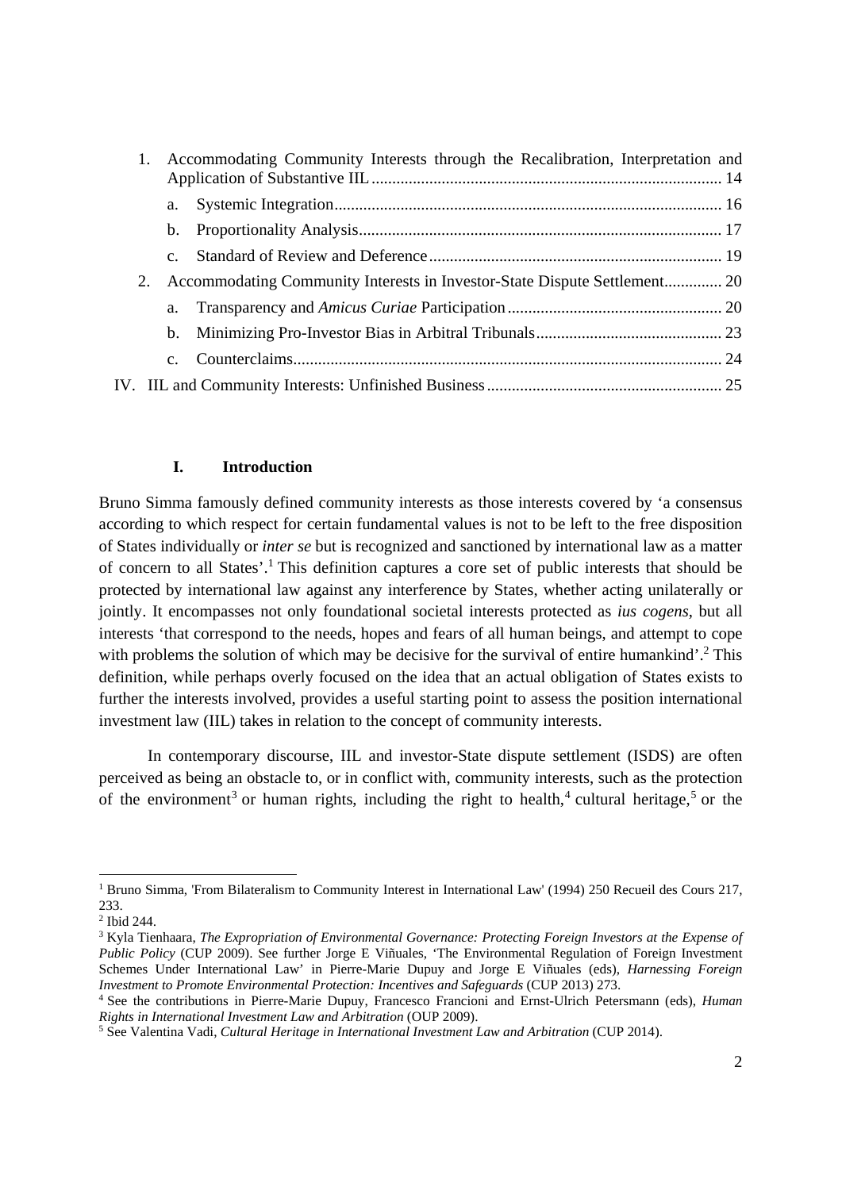1. Accommodating Community Interests through the Recalibration, Interpretation and Application of Substantive IIL .................................................................................... 14
   a. Systemic Integration ............................................................................................ 16
   b. Proportionality Analysis ...................................................................................... 17
   c. Standard of Review and Deference ...................................................................... 19
2. Accommodating Community Interests in Investor-State Dispute Settlement ............. 20
   a. Transparency and *Amicus Curiae* Participation .................................................... 20
   b. Minimizing Pro-Investor Bias in Arbitral Tribunals ............................................ 23
   c. Counterclaims ....................................................................................................... 24

IV. IIL and Community Interests: Unfinished Business ......................................................... 25

## I. Introduction

Bruno Simma famously defined community interests as those interests covered by 'a consensus according to which respect for certain fundamental values is not to be left to the free disposition of States individually or *inter se* but is recognized and sanctioned by international law as a matter of concern to all States'.[1] This definition captures a core set of public interests that should be protected by international law against any interference by States, whether acting unilaterally or jointly. It encompasses not only foundational societal interests protected as *ius cogens*, but all interests 'that correspond to the needs, hopes and fears of all human beings, and attempt to cope with problems the solution of which may be decisive for the survival of entire humankind'.[2] This definition, while perhaps overly focused on the idea that an actual obligation of States exists to further the interests involved, provides a useful starting point to assess the position international investment law (IIL) takes in relation to the concept of community interests.

In contemporary discourse, IIL and investor-State dispute settlement (ISDS) are often perceived as being an obstacle to, or in conflict with, community interests, such as the protection of the environment[3] or human rights, including the right to health,[4] cultural heritage,[5] or the

---

[1] Bruno Simma, 'From Bilateralism to Community Interest in International Law' (1994) 250 Recueil des Cours 217, 233.

[2] Ibid 244.

[3] Kyla Tienhaara, *The Expropriation of Environmental Governance: Protecting Foreign Investors at the Expense of Public Policy* (CUP 2009). See further Jorge E Viñuales, 'The Environmental Regulation of Foreign Investment Schemes Under International Law' in Pierre-Marie Dupuy and Jorge E Viñuales (eds), *Harnessing Foreign Investment to Promote Environmental Protection: Incentives and Safeguards* (CUP 2013) 273.

[4] See the contributions in Pierre-Marie Dupuy, Francesco Francioni and Ernst-Ulrich Petersmann (eds), *Human Rights in International Investment Law and Arbitration* (OUP 2009).

[5] See Valentina Vadi, *Cultural Heritage in International Investment Law and Arbitration* (CUP 2014).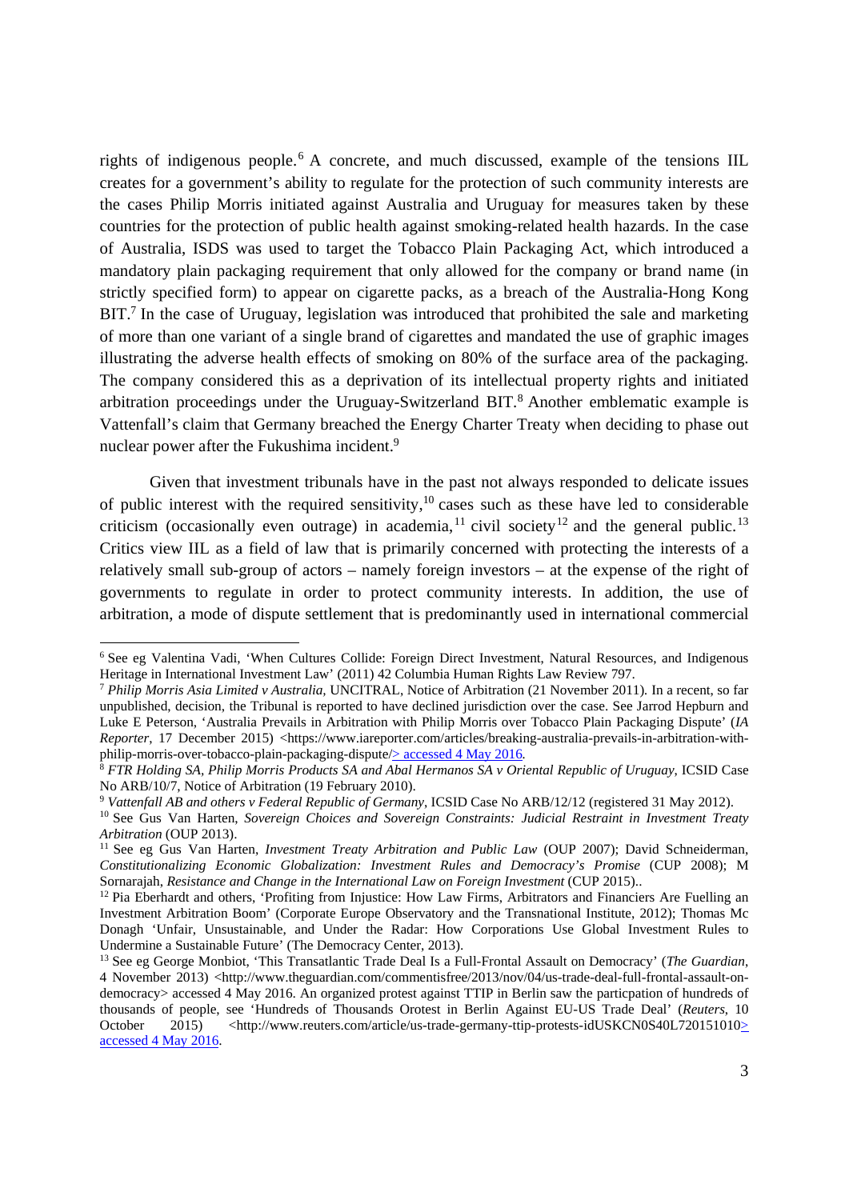rights of indigenous people.[6] A concrete, and much discussed, example of the tensions IIL creates for a government's ability to regulate for the protection of such community interests are the cases Philip Morris initiated against Australia and Uruguay for measures taken by these countries for the protection of public health against smoking-related health hazards. In the case of Australia, ISDS was used to target the Tobacco Plain Packaging Act, which introduced a mandatory plain packaging requirement that only allowed for the company or brand name (in strictly specified form) to appear on cigarette packs, as a breach of the Australia-Hong Kong BIT.[7] In the case of Uruguay, legislation was introduced that prohibited the sale and marketing of more than one variant of a single brand of cigarettes and mandated the use of graphic images illustrating the adverse health effects of smoking on 80% of the surface area of the packaging. The company considered this as a deprivation of its intellectual property rights and initiated arbitration proceedings under the Uruguay-Switzerland BIT.[8] Another emblematic example is Vattenfall's claim that Germany breached the Energy Charter Treaty when deciding to phase out nuclear power after the Fukushima incident.[9]

Given that investment tribunals have in the past not always responded to delicate issues of public interest with the required sensitivity,[10] cases such as these have led to considerable criticism (occasionally even outrage) in academia,[11] civil society[12] and the general public.[13] Critics view IIL as a field of law that is primarily concerned with protecting the interests of a relatively small sub-group of actors – namely foreign investors – at the expense of the right of governments to regulate in order to protect community interests. In addition, the use of arbitration, a mode of dispute settlement that is predominantly used in international commercial

---

[6] See eg Valentina Vadi, 'When Cultures Collide: Foreign Direct Investment, Natural Resources, and Indigenous Heritage in International Investment Law' (2011) 42 Columbia Human Rights Law Review 797.

[7] *Philip Morris Asia Limited v Australia*, UNCITRAL, Notice of Arbitration (21 November 2011). In a recent, so far unpublished, decision, the Tribunal is reported to have declined jurisdiction over the case. See Jarrod Hepburn and Luke E Peterson, 'Australia Prevails in Arbitration with Philip Morris over Tobacco Plain Packaging Dispute' (*IA Reporter*, 17 December 2015) <https://www.iareporter.com/articles/breaking-australia-prevails-in-arbitration-with-philip-morris-over-tobacco-plain-packaging-dispute/> accessed 4 May 2016.

[8] *FTR Holding SA, Philip Morris Products SA and Abal Hermanos SA v Oriental Republic of Uruguay*, ICSID Case No ARB/10/7, Notice of Arbitration (19 February 2010).

[9] *Vattenfall AB and others v Federal Republic of Germany*, ICSID Case No ARB/12/12 (registered 31 May 2012).

[10] See Gus Van Harten, *Sovereign Choices and Sovereign Constraints: Judicial Restraint in Investment Treaty Arbitration* (OUP 2013).

[11] See eg Gus Van Harten, *Investment Treaty Arbitration and Public Law* (OUP 2007); David Schneiderman, *Constitutionalizing Economic Globalization: Investment Rules and Democracy's Promise* (CUP 2008); M Sornarajah, *Resistance and Change in the International Law on Foreign Investment* (CUP 2015)..

[12] Pia Eberhardt and others, 'Profiting from Injustice: How Law Firms, Arbitrators and Financiers Are Fuelling an Investment Arbitration Boom' (Corporate Europe Observatory and the Transnational Institute, 2012); Thomas Mc Donagh 'Unfair, Unsustainable, and Under the Radar: How Corporations Use Global Investment Rules to Undermine a Sustainable Future' (The Democracy Center, 2013).

[13] See eg George Monbiot, 'This Transatlantic Trade Deal Is a Full-Frontal Assault on Democracy' (*The Guardian*, 4 November 2013) <http://www.theguardian.com/commentisfree/2013/nov/04/us-trade-deal-full-frontal-assault-on-democracy> accessed 4 May 2016. An organized protest against TTIP in Berlin saw the particpation of hundreds of thousands of people, see 'Hundreds of Thousands Orotest in Berlin Against EU-US Trade Deal' (*Reuters*, 10 October 2015) <http://www.reuters.com/article/us-trade-germany-ttip-protests-idUSKCN0S40L720151010> accessed 4 May 2016.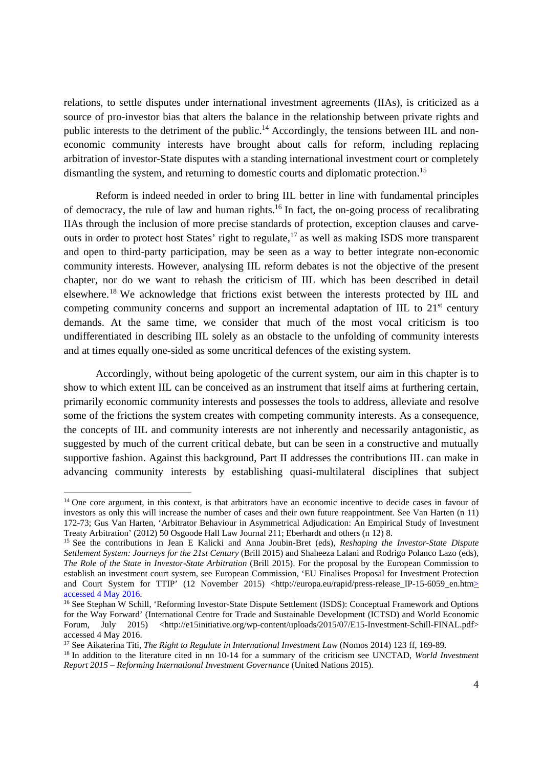relations, to settle disputes under international investment agreements (IIAs), is criticized as a source of pro-investor bias that alters the balance in the relationship between private rights and public interests to the detriment of the public.[14] Accordingly, the tensions between IIL and non-economic community interests have brought about calls for reform, including replacing arbitration of investor-State disputes with a standing international investment court or completely dismantling the system, and returning to domestic courts and diplomatic protection.[15]

Reform is indeed needed in order to bring IIL better in line with fundamental principles of democracy, the rule of law and human rights.[16] In fact, the on-going process of recalibrating IIAs through the inclusion of more precise standards of protection, exception clauses and carve-outs in order to protect host States' right to regulate,[17] as well as making ISDS more transparent and open to third-party participation, may be seen as a way to better integrate non-economic community interests. However, analysing IIL reform debates is not the objective of the present chapter, nor do we want to rehash the criticism of IIL which has been described in detail elsewhere.[18] We acknowledge that frictions exist between the interests protected by IIL and competing community concerns and support an incremental adaptation of IIL to 21st century demands. At the same time, we consider that much of the most vocal criticism is too undifferentiated in describing IIL solely as an obstacle to the unfolding of community interests and at times equally one-sided as some uncritical defences of the existing system.

Accordingly, without being apologetic of the current system, our aim in this chapter is to show to which extent IIL can be conceived as an instrument that itself aims at furthering certain, primarily economic community interests and possesses the tools to address, alleviate and resolve some of the frictions the system creates with competing community interests. As a consequence, the concepts of IIL and community interests are not inherently and necessarily antagonistic, as suggested by much of the current critical debate, but can be seen in a constructive and mutually supportive fashion. Against this background, Part II addresses the contributions IIL can make in advancing community interests by establishing quasi-multilateral disciplines that subject

---

[14] One core argument, in this context, is that arbitrators have an economic incentive to decide cases in favour of investors as only this will increase the number of cases and their own future reappointment. See Van Harten (n 11) 172-73; Gus Van Harten, 'Arbitrator Behaviour in Asymmetrical Adjudication: An Empirical Study of Investment Treaty Arbitration' (2012) 50 Osgoode Hall Law Journal 211; Eberhardt and others (n 12) 8.

[15] See the contributions in Jean E Kalicki and Anna Joubin-Bret (eds), *Reshaping the Investor-State Dispute Settlement System: Journeys for the 21st Century* (Brill 2015) and Shaheeza Lalani and Rodrigo Polanco Lazo (eds), *The Role of the State in Investor-State Arbitration* (Brill 2015). For the proposal by the European Commission to establish an investment court system, see European Commission, 'EU Finalises Proposal for Investment Protection and Court System for TTIP' (12 November 2015) <http://europa.eu/rapid/press-release_IP-15-6059_en.htm> accessed 4 May 2016.

[16] See Stephan W Schill, 'Reforming Investor-State Dispute Settlement (ISDS): Conceptual Framework and Options for the Way Forward' (International Centre for Trade and Sustainable Development (ICTSD) and World Economic Forum, July 2015) <http://e15initiative.org/wp-content/uploads/2015/07/E15-Investment-Schill-FINAL.pdf> accessed 4 May 2016.

[17] See Aikaterina Titi, *The Right to Regulate in International Investment Law* (Nomos 2014) 123 ff, 169-89.

[18] In addition to the literature cited in nn 10-14 for a summary of the criticism see UNCTAD, *World Investment Report 2015 – Reforming International Investment Governance* (United Nations 2015).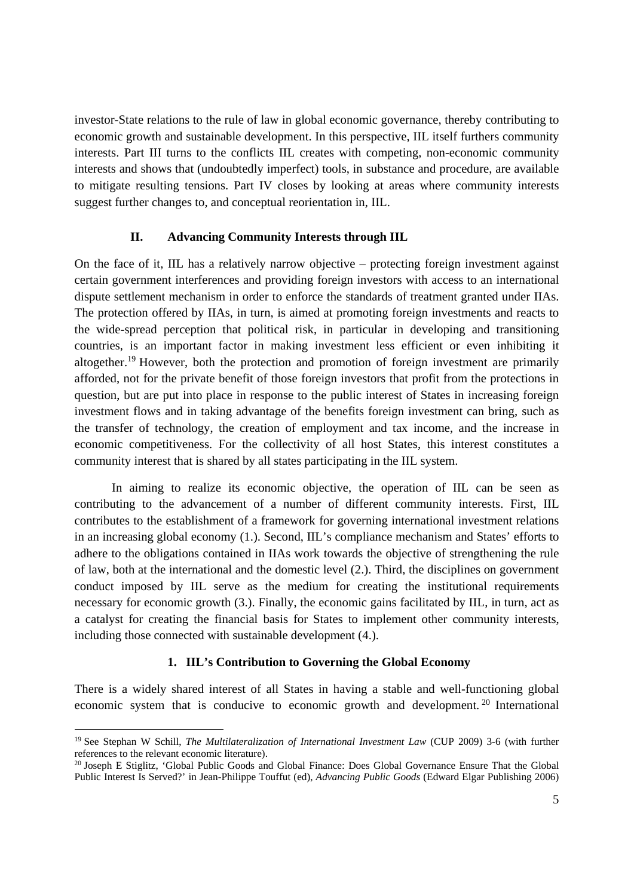investor-State relations to the rule of law in global economic governance, thereby contributing to economic growth and sustainable development. In this perspective, IIL itself furthers community interests. Part III turns to the conflicts IIL creates with competing, non-economic community interests and shows that (undoubtedly imperfect) tools, in substance and procedure, are available to mitigate resulting tensions. Part IV closes by looking at areas where community interests suggest further changes to, and conceptual reorientation in, IIL.

## II. Advancing Community Interests through IIL

On the face of it, IIL has a relatively narrow objective – protecting foreign investment against certain government interferences and providing foreign investors with access to an international dispute settlement mechanism in order to enforce the standards of treatment granted under IIAs. The protection offered by IIAs, in turn, is aimed at promoting foreign investments and reacts to the wide-spread perception that political risk, in particular in developing and transitioning countries, is an important factor in making investment less efficient or even inhibiting it altogether.[19] However, both the protection and promotion of foreign investment are primarily afforded, not for the private benefit of those foreign investors that profit from the protections in question, but are put into place in response to the public interest of States in increasing foreign investment flows and in taking advantage of the benefits foreign investment can bring, such as the transfer of technology, the creation of employment and tax income, and the increase in economic competitiveness. For the collectivity of all host States, this interest constitutes a community interest that is shared by all states participating in the IIL system.

In aiming to realize its economic objective, the operation of IIL can be seen as contributing to the advancement of a number of different community interests. First, IIL contributes to the establishment of a framework for governing international investment relations in an increasing global economy (1.). Second, IIL's compliance mechanism and States' efforts to adhere to the obligations contained in IIAs work towards the objective of strengthening the rule of law, both at the international and the domestic level (2.). Third, the disciplines on government conduct imposed by IIL serve as the medium for creating the institutional requirements necessary for economic growth (3.). Finally, the economic gains facilitated by IIL, in turn, act as a catalyst for creating the financial basis for States to implement other community interests, including those connected with sustainable development (4.).

### 1. IIL's Contribution to Governing the Global Economy

There is a widely shared interest of all States in having a stable and well-functioning global economic system that is conducive to economic growth and development.[20] International

[19] See Stephan W Schill, *The Multilateralization of International Investment Law* (CUP 2009) 3-6 (with further references to the relevant economic literature).

[20] Joseph E Stiglitz, 'Global Public Goods and Global Finance: Does Global Governance Ensure That the Global Public Interest Is Served?' in Jean-Philippe Touffut (ed), *Advancing Public Goods* (Edward Elgar Publishing 2006)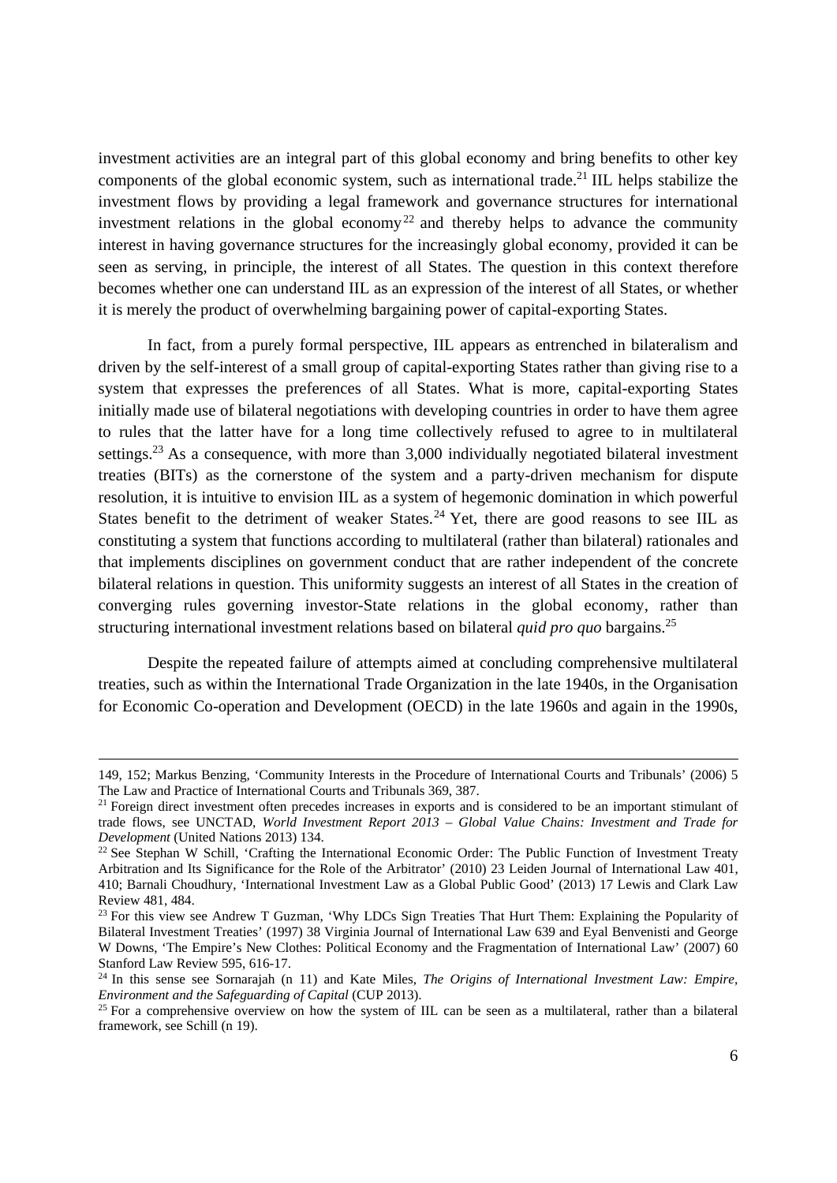investment activities are an integral part of this global economy and bring benefits to other key components of the global economic system, such as international trade.[21] IIL helps stabilize the investment flows by providing a legal framework and governance structures for international investment relations in the global economy[22] and thereby helps to advance the community interest in having governance structures for the increasingly global economy, provided it can be seen as serving, in principle, the interest of all States. The question in this context therefore becomes whether one can understand IIL as an expression of the interest of all States, or whether it is merely the product of overwhelming bargaining power of capital-exporting States.

In fact, from a purely formal perspective, IIL appears as entrenched in bilateralism and driven by the self-interest of a small group of capital-exporting States rather than giving rise to a system that expresses the preferences of all States. What is more, capital-exporting States initially made use of bilateral negotiations with developing countries in order to have them agree to rules that the latter have for a long time collectively refused to agree to in multilateral settings.[23] As a consequence, with more than 3,000 individually negotiated bilateral investment treaties (BITs) as the cornerstone of the system and a party-driven mechanism for dispute resolution, it is intuitive to envision IIL as a system of hegemonic domination in which powerful States benefit to the detriment of weaker States.[24] Yet, there are good reasons to see IIL as constituting a system that functions according to multilateral (rather than bilateral) rationales and that implements disciplines on government conduct that are rather independent of the concrete bilateral relations in question. This uniformity suggests an interest of all States in the creation of converging rules governing investor-State relations in the global economy, rather than structuring international investment relations based on bilateral *quid pro quo* bargains.[25]

Despite the repeated failure of attempts aimed at concluding comprehensive multilateral treaties, such as within the International Trade Organization in the late 1940s, in the Organisation for Economic Co-operation and Development (OECD) in the late 1960s and again in the 1990s,

---

149, 152; Markus Benzing, 'Community Interests in the Procedure of International Courts and Tribunals' (2006) 5 The Law and Practice of International Courts and Tribunals 369, 387.

[21] Foreign direct investment often precedes increases in exports and is considered to be an important stimulant of trade flows, see UNCTAD, *World Investment Report 2013 – Global Value Chains: Investment and Trade for Development* (United Nations 2013) 134.

[22] See Stephan W Schill, 'Crafting the International Economic Order: The Public Function of Investment Treaty Arbitration and Its Significance for the Role of the Arbitrator' (2010) 23 Leiden Journal of International Law 401, 410; Barnali Choudhury, 'International Investment Law as a Global Public Good' (2013) 17 Lewis and Clark Law Review 481, 484.

[23] For this view see Andrew T Guzman, 'Why LDCs Sign Treaties That Hurt Them: Explaining the Popularity of Bilateral Investment Treaties' (1997) 38 Virginia Journal of International Law 639 and Eyal Benvenisti and George W Downs, 'The Empire's New Clothes: Political Economy and the Fragmentation of International Law' (2007) 60 Stanford Law Review 595, 616-17.

[24] In this sense see Sornarajah (n 11) and Kate Miles, *The Origins of International Investment Law: Empire, Environment and the Safeguarding of Capital* (CUP 2013).

[25] For a comprehensive overview on how the system of IIL can be seen as a multilateral, rather than a bilateral framework, see Schill (n 19).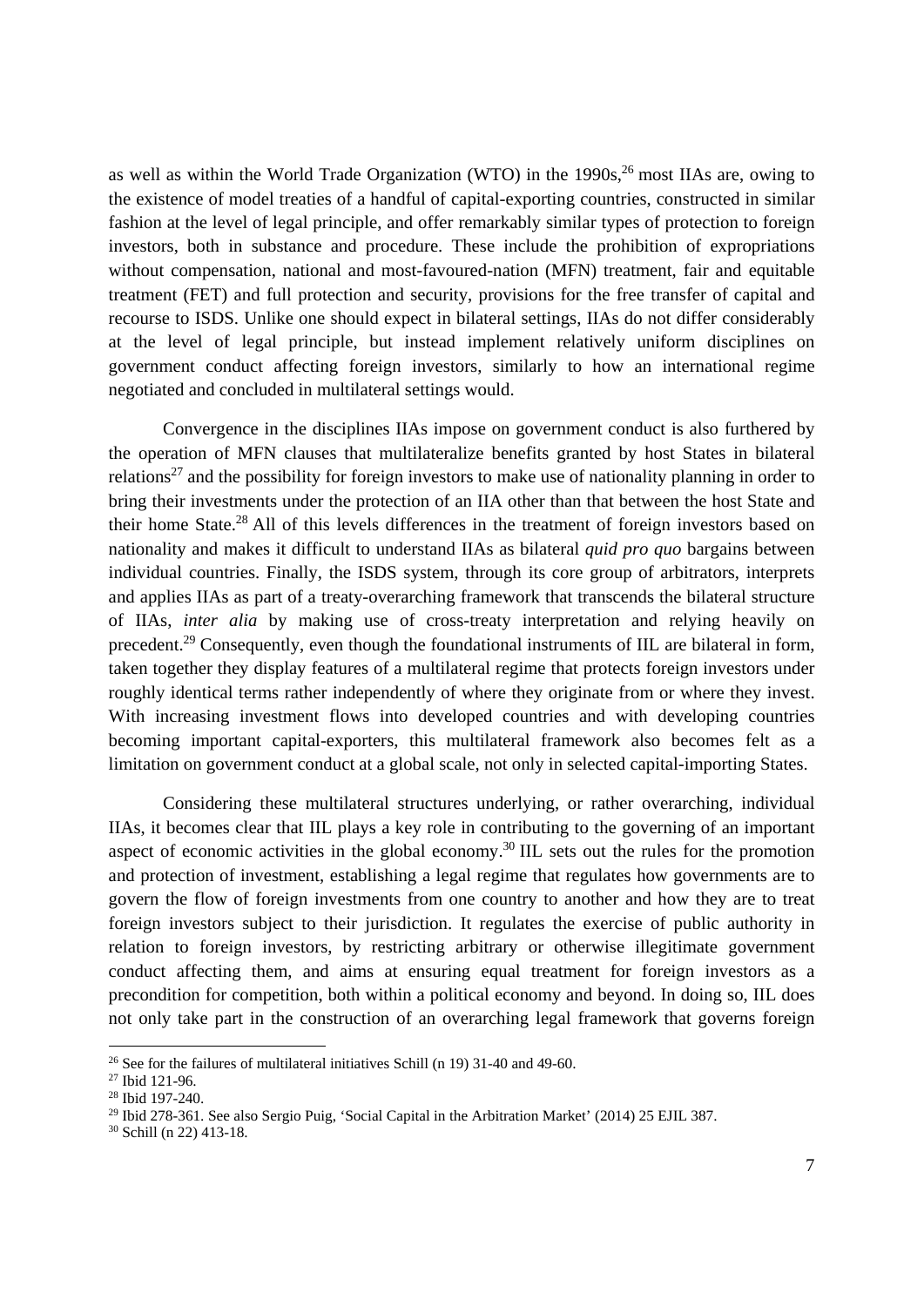as well as within the World Trade Organization (WTO) in the 1990s,[26] most IIAs are, owing to the existence of model treaties of a handful of capital-exporting countries, constructed in similar fashion at the level of legal principle, and offer remarkably similar types of protection to foreign investors, both in substance and procedure. These include the prohibition of expropriations without compensation, national and most-favoured-nation (MFN) treatment, fair and equitable treatment (FET) and full protection and security, provisions for the free transfer of capital and recourse to ISDS. Unlike one should expect in bilateral settings, IIAs do not differ considerably at the level of legal principle, but instead implement relatively uniform disciplines on government conduct affecting foreign investors, similarly to how an international regime negotiated and concluded in multilateral settings would.

Convergence in the disciplines IIAs impose on government conduct is also furthered by the operation of MFN clauses that multilateralize benefits granted by host States in bilateral relations[27] and the possibility for foreign investors to make use of nationality planning in order to bring their investments under the protection of an IIA other than that between the host State and their home State.[28] All of this levels differences in the treatment of foreign investors based on nationality and makes it difficult to understand IIAs as bilateral *quid pro quo* bargains between individual countries. Finally, the ISDS system, through its core group of arbitrators, interprets and applies IIAs as part of a treaty-overarching framework that transcends the bilateral structure of IIAs, *inter alia* by making use of cross-treaty interpretation and relying heavily on precedent.[29] Consequently, even though the foundational instruments of IIL are bilateral in form, taken together they display features of a multilateral regime that protects foreign investors under roughly identical terms rather independently of where they originate from or where they invest. With increasing investment flows into developed countries and with developing countries becoming important capital-exporters, this multilateral framework also becomes felt as a limitation on government conduct at a global scale, not only in selected capital-importing States.

Considering these multilateral structures underlying, or rather overarching, individual IIAs, it becomes clear that IIL plays a key role in contributing to the governing of an important aspect of economic activities in the global economy.[30] IIL sets out the rules for the promotion and protection of investment, establishing a legal regime that regulates how governments are to govern the flow of foreign investments from one country to another and how they are to treat foreign investors subject to their jurisdiction. It regulates the exercise of public authority in relation to foreign investors, by restricting arbitrary or otherwise illegitimate government conduct affecting them, and aims at ensuring equal treatment for foreign investors as a precondition for competition, both within a political economy and beyond. In doing so, IIL does not only take part in the construction of an overarching legal framework that governs foreign

---

[26] See for the failures of multilateral initiatives Schill (n 19) 31-40 and 49-60.

[27] Ibid 121-96.

[28] Ibid 197-240.

[29] Ibid 278-361. See also Sergio Puig, 'Social Capital in the Arbitration Market' (2014) 25 EJIL 387.

[30] Schill (n 22) 413-18.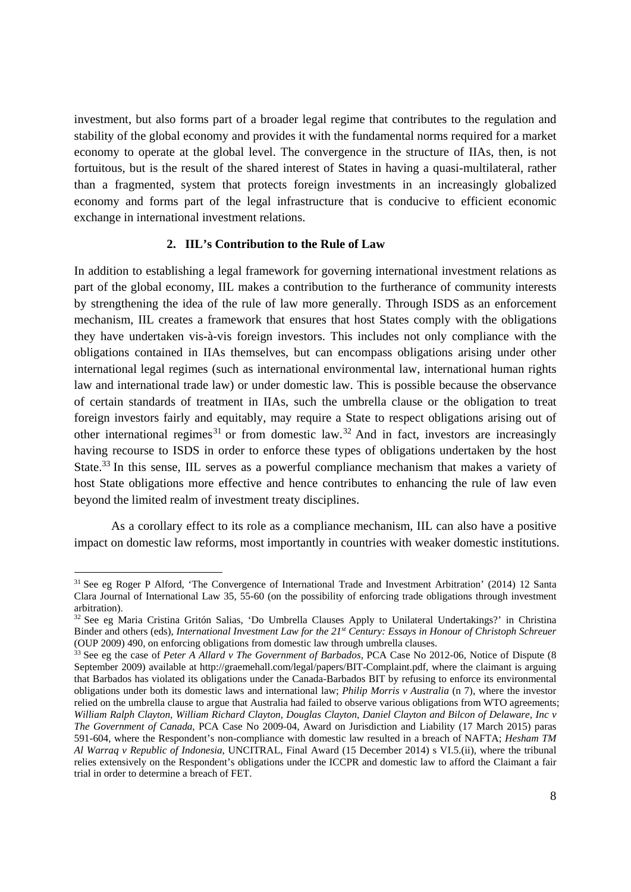investment, but also forms part of a broader legal regime that contributes to the regulation and stability of the global economy and provides it with the fundamental norms required for a market economy to operate at the global level. The convergence in the structure of IIAs, then, is not fortuitous, but is the result of the shared interest of States in having a quasi-multilateral, rather than a fragmented, system that protects foreign investments in an increasingly globalized economy and forms part of the legal infrastructure that is conducive to efficient economic exchange in international investment relations.

## 2. IIL's Contribution to the Rule of Law

In addition to establishing a legal framework for governing international investment relations as part of the global economy, IIL makes a contribution to the furtherance of community interests by strengthening the idea of the rule of law more generally. Through ISDS as an enforcement mechanism, IIL creates a framework that ensures that host States comply with the obligations they have undertaken vis-à-vis foreign investors. This includes not only compliance with the obligations contained in IIAs themselves, but can encompass obligations arising under other international legal regimes (such as international environmental law, international human rights law and international trade law) or under domestic law. This is possible because the observance of certain standards of treatment in IIAs, such the umbrella clause or the obligation to treat foreign investors fairly and equitably, may require a State to respect obligations arising out of other international regimes[31] or from domestic law.[32] And in fact, investors are increasingly having recourse to ISDS in order to enforce these types of obligations undertaken by the host State.[33] In this sense, IIL serves as a powerful compliance mechanism that makes a variety of host State obligations more effective and hence contributes to enhancing the rule of law even beyond the limited realm of investment treaty disciplines.

As a corollary effect to its role as a compliance mechanism, IIL can also have a positive impact on domestic law reforms, most importantly in countries with weaker domestic institutions.

---

[31] See eg Roger P Alford, 'The Convergence of International Trade and Investment Arbitration' (2014) 12 Santa Clara Journal of International Law 35, 55-60 (on the possibility of enforcing trade obligations through investment arbitration).

[32] See eg Maria Cristina Gritón Salias, 'Do Umbrella Clauses Apply to Unilateral Undertakings?' in Christina Binder and others (eds), *International Investment Law for the 21st Century: Essays in Honour of Christoph Schreuer* (OUP 2009) 490, on enforcing obligations from domestic law through umbrella clauses.

[33] See eg the case of *Peter A Allard v The Government of Barbados*, PCA Case No 2012-06, Notice of Dispute (8 September 2009) available at http://graemehall.com/legal/papers/BIT-Complaint.pdf, where the claimant is arguing that Barbados has violated its obligations under the Canada-Barbados BIT by refusing to enforce its environmental obligations under both its domestic laws and international law; *Philip Morris v Australia* (n 7), where the investor relied on the umbrella clause to argue that Australia had failed to observe various obligations from WTO agreements; *William Ralph Clayton, William Richard Clayton, Douglas Clayton, Daniel Clayton and Bilcon of Delaware, Inc v The Government of Canada*, PCA Case No 2009-04, Award on Jurisdiction and Liability (17 March 2015) paras 591-604, where the Respondent's non-compliance with domestic law resulted in a breach of NAFTA; *Hesham TM Al Warraq v Republic of Indonesia*, UNCITRAL, Final Award (15 December 2014) s VI.5.(ii), where the tribunal relies extensively on the Respondent's obligations under the ICCPR and domestic law to afford the Claimant a fair trial in order to determine a breach of FET.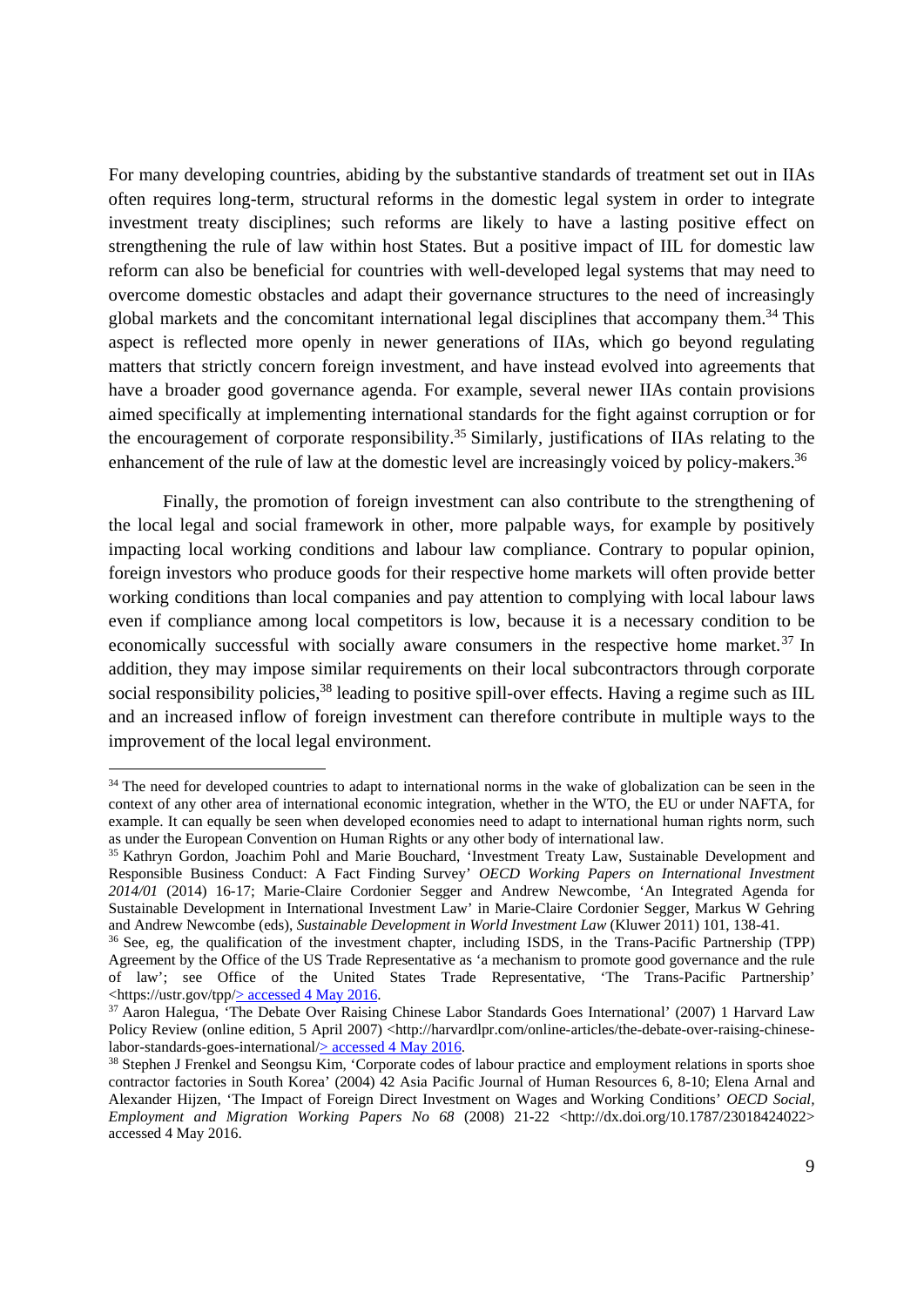For many developing countries, abiding by the substantive standards of treatment set out in IIAs often requires long-term, structural reforms in the domestic legal system in order to integrate investment treaty disciplines; such reforms are likely to have a lasting positive effect on strengthening the rule of law within host States. But a positive impact of IIL for domestic law reform can also be beneficial for countries with well-developed legal systems that may need to overcome domestic obstacles and adapt their governance structures to the need of increasingly global markets and the concomitant international legal disciplines that accompany them.[34] This aspect is reflected more openly in newer generations of IIAs, which go beyond regulating matters that strictly concern foreign investment, and have instead evolved into agreements that have a broader good governance agenda. For example, several newer IIAs contain provisions aimed specifically at implementing international standards for the fight against corruption or for the encouragement of corporate responsibility.[35] Similarly, justifications of IIAs relating to the enhancement of the rule of law at the domestic level are increasingly voiced by policy-makers.[36]

Finally, the promotion of foreign investment can also contribute to the strengthening of the local legal and social framework in other, more palpable ways, for example by positively impacting local working conditions and labour law compliance. Contrary to popular opinion, foreign investors who produce goods for their respective home markets will often provide better working conditions than local companies and pay attention to complying with local labour laws even if compliance among local competitors is low, because it is a necessary condition to be economically successful with socially aware consumers in the respective home market.[37] In addition, they may impose similar requirements on their local subcontractors through corporate social responsibility policies,[38] leading to positive spill-over effects. Having a regime such as IIL and an increased inflow of foreign investment can therefore contribute in multiple ways to the improvement of the local legal environment.

---

[34] The need for developed countries to adapt to international norms in the wake of globalization can be seen in the context of any other area of international economic integration, whether in the WTO, the EU or under NAFTA, for example. It can equally be seen when developed economies need to adapt to international human rights norm, such as under the European Convention on Human Rights or any other body of international law.

[35] Kathryn Gordon, Joachim Pohl and Marie Bouchard, 'Investment Treaty Law, Sustainable Development and Responsible Business Conduct: A Fact Finding Survey' *OECD Working Papers on International Investment 2014/01* (2014) 16-17; Marie-Claire Cordonier Segger and Andrew Newcombe, 'An Integrated Agenda for Sustainable Development in International Investment Law' in Marie-Claire Cordonier Segger, Markus W Gehring and Andrew Newcombe (eds), *Sustainable Development in World Investment Law* (Kluwer 2011) 101, 138-41.

[36] See, eg, the qualification of the investment chapter, including ISDS, in the Trans-Pacific Partnership (TPP) Agreement by the Office of the US Trade Representative as 'a mechanism to promote good governance and the rule of law'; see Office of the United States Trade Representative, 'The Trans-Pacific Partnership' <https://ustr.gov/tpp/> accessed 4 May 2016.

[37] Aaron Halegua, 'The Debate Over Raising Chinese Labor Standards Goes International' (2007) 1 Harvard Law Policy Review (online edition, 5 April 2007) <http://harvardlpr.com/online-articles/the-debate-over-raising-chinese-labor-standards-goes-international/> accessed 4 May 2016.

[38] Stephen J Frenkel and Seongsu Kim, 'Corporate codes of labour practice and employment relations in sports shoe contractor factories in South Korea' (2004) 42 Asia Pacific Journal of Human Resources 6, 8-10; Elena Arnal and Alexander Hijzen, 'The Impact of Foreign Direct Investment on Wages and Working Conditions' *OECD Social, Employment and Migration Working Papers No 68* (2008) 21-22 <http://dx.doi.org/10.1787/23018424022> accessed 4 May 2016.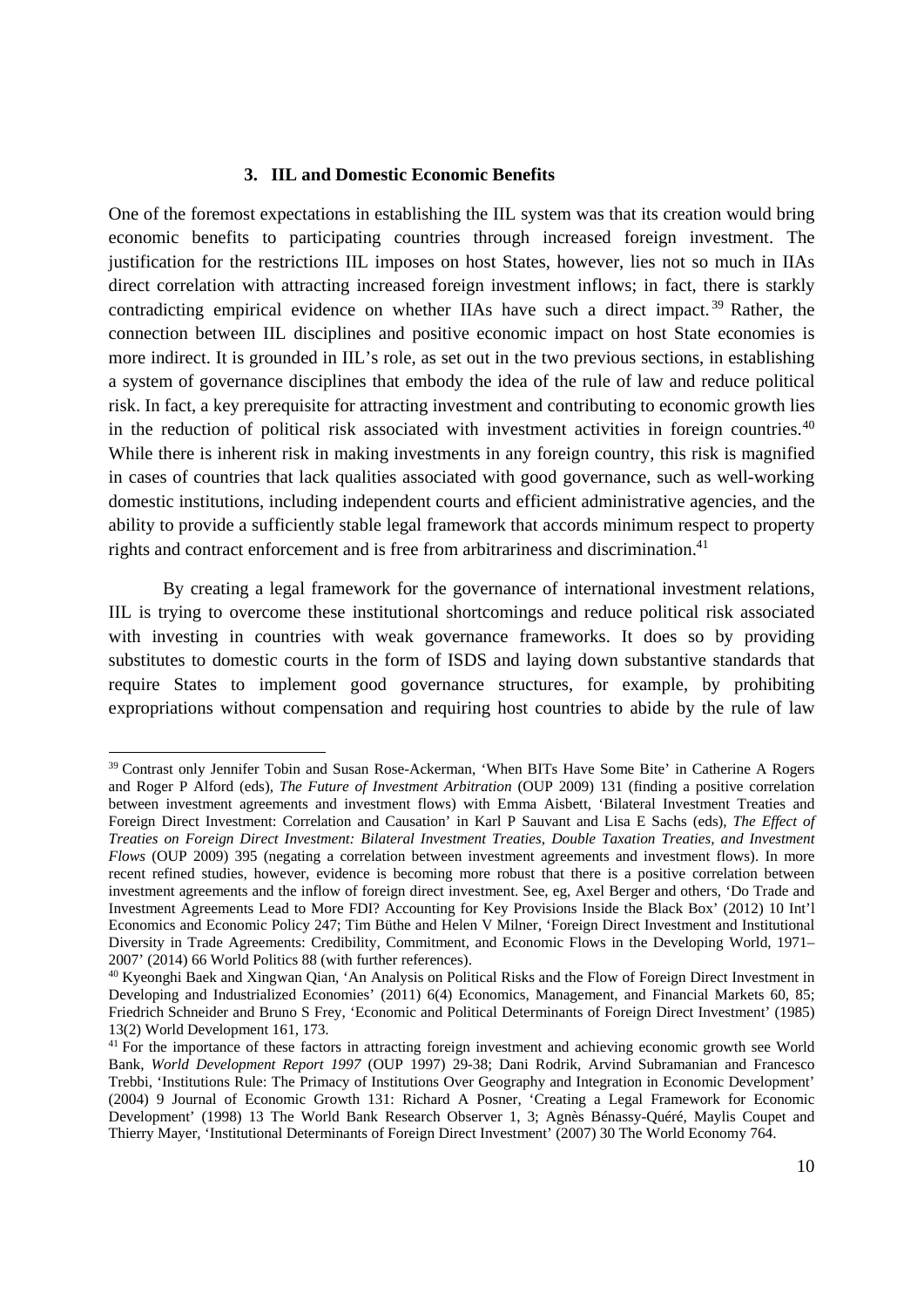### 3. IIL and Domestic Economic Benefits

One of the foremost expectations in establishing the IIL system was that its creation would bring economic benefits to participating countries through increased foreign investment. The justification for the restrictions IIL imposes on host States, however, lies not so much in IIAs direct correlation with attracting increased foreign investment inflows; in fact, there is starkly contradicting empirical evidence on whether IIAs have such a direct impact.[39] Rather, the connection between IIL disciplines and positive economic impact on host State economies is more indirect. It is grounded in IIL's role, as set out in the two previous sections, in establishing a system of governance disciplines that embody the idea of the rule of law and reduce political risk. In fact, a key prerequisite for attracting investment and contributing to economic growth lies in the reduction of political risk associated with investment activities in foreign countries.[40] While there is inherent risk in making investments in any foreign country, this risk is magnified in cases of countries that lack qualities associated with good governance, such as well-working domestic institutions, including independent courts and efficient administrative agencies, and the ability to provide a sufficiently stable legal framework that accords minimum respect to property rights and contract enforcement and is free from arbitrariness and discrimination.[41]

By creating a legal framework for the governance of international investment relations, IIL is trying to overcome these institutional shortcomings and reduce political risk associated with investing in countries with weak governance frameworks. It does so by providing substitutes to domestic courts in the form of ISDS and laying down substantive standards that require States to implement good governance structures, for example, by prohibiting expropriations without compensation and requiring host countries to abide by the rule of law

---

[39] Contrast only Jennifer Tobin and Susan Rose-Ackerman, 'When BITs Have Some Bite' in Catherine A Rogers and Roger P Alford (eds), *The Future of Investment Arbitration* (OUP 2009) 131 (finding a positive correlation between investment agreements and investment flows) with Emma Aisbett, 'Bilateral Investment Treaties and Foreign Direct Investment: Correlation and Causation' in Karl P Sauvant and Lisa E Sachs (eds), *The Effect of Treaties on Foreign Direct Investment: Bilateral Investment Treaties, Double Taxation Treaties, and Investment Flows* (OUP 2009) 395 (negating a correlation between investment agreements and investment flows). In more recent refined studies, however, evidence is becoming more robust that there is a positive correlation between investment agreements and the inflow of foreign direct investment. See, eg, Axel Berger and others, 'Do Trade and Investment Agreements Lead to More FDI? Accounting for Key Provisions Inside the Black Box' (2012) 10 Int'l Economics and Economic Policy 247; Tim Büthe and Helen V Milner, 'Foreign Direct Investment and Institutional Diversity in Trade Agreements: Credibility, Commitment, and Economic Flows in the Developing World, 1971–2007' (2014) 66 World Politics 88 (with further references).

[40] Kyeonghi Baek and Xingwan Qian, 'An Analysis on Political Risks and the Flow of Foreign Direct Investment in Developing and Industrialized Economies' (2011) 6(4) Economics, Management, and Financial Markets 60, 85; Friedrich Schneider and Bruno S Frey, 'Economic and Political Determinants of Foreign Direct Investment' (1985) 13(2) World Development 161, 173.

[41] For the importance of these factors in attracting foreign investment and achieving economic growth see World Bank, *World Development Report 1997* (OUP 1997) 29-38; Dani Rodrik, Arvind Subramanian and Francesco Trebbi, 'Institutions Rule: The Primacy of Institutions Over Geography and Integration in Economic Development' (2004) 9 Journal of Economic Growth 131: Richard A Posner, 'Creating a Legal Framework for Economic Development' (1998) 13 The World Bank Research Observer 1, 3; Agnès Bénassy-Quéré, Maylis Coupet and Thierry Mayer, 'Institutional Determinants of Foreign Direct Investment' (2007) 30 The World Economy 764.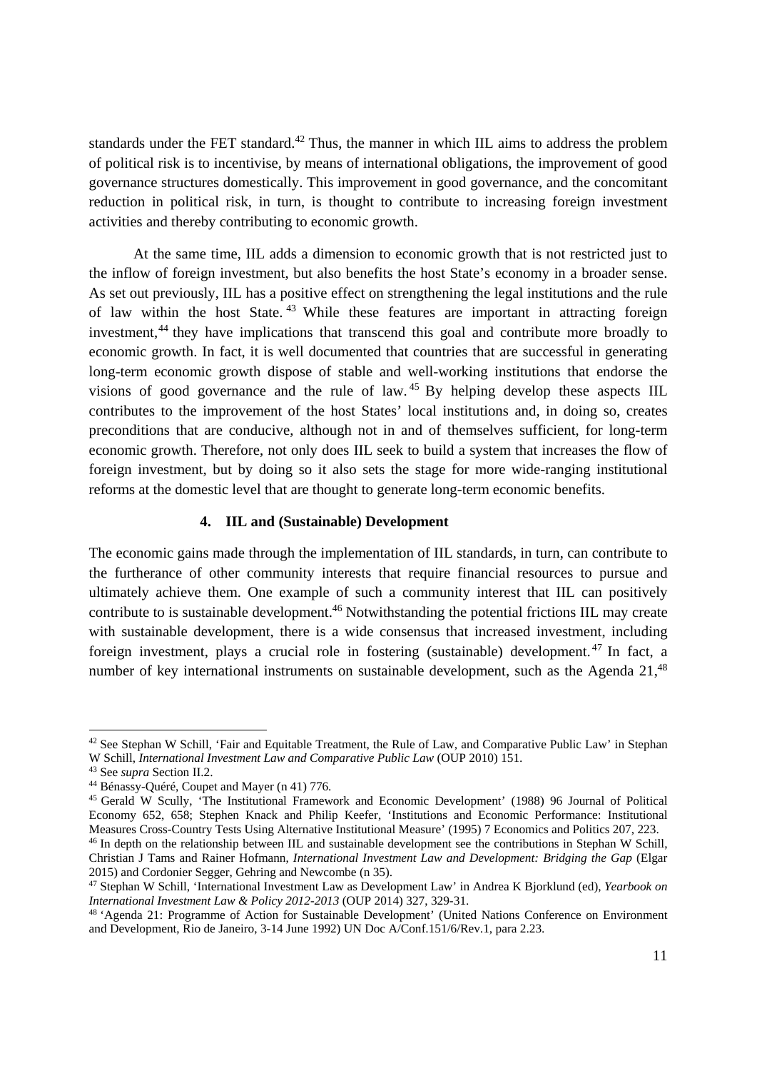standards under the FET standard.[42] Thus, the manner in which IIL aims to address the problem of political risk is to incentivise, by means of international obligations, the improvement of good governance structures domestically. This improvement in good governance, and the concomitant reduction in political risk, in turn, is thought to contribute to increasing foreign investment activities and thereby contributing to economic growth.

At the same time, IIL adds a dimension to economic growth that is not restricted just to the inflow of foreign investment, but also benefits the host State's economy in a broader sense. As set out previously, IIL has a positive effect on strengthening the legal institutions and the rule of law within the host State.[43] While these features are important in attracting foreign investment,[44] they have implications that transcend this goal and contribute more broadly to economic growth. In fact, it is well documented that countries that are successful in generating long-term economic growth dispose of stable and well-working institutions that endorse the visions of good governance and the rule of law.[45] By helping develop these aspects IIL contributes to the improvement of the host States' local institutions and, in doing so, creates preconditions that are conducive, although not in and of themselves sufficient, for long-term economic growth. Therefore, not only does IIL seek to build a system that increases the flow of foreign investment, but by doing so it also sets the stage for more wide-ranging institutional reforms at the domestic level that are thought to generate long-term economic benefits.

### 4. IIL and (Sustainable) Development

The economic gains made through the implementation of IIL standards, in turn, can contribute to the furtherance of other community interests that require financial resources to pursue and ultimately achieve them. One example of such a community interest that IIL can positively contribute to is sustainable development.[46] Notwithstanding the potential frictions IIL may create with sustainable development, there is a wide consensus that increased investment, including foreign investment, plays a crucial role in fostering (sustainable) development.[47] In fact, a number of key international instruments on sustainable development, such as the Agenda 21,[48]

---

[42] See Stephan W Schill, 'Fair and Equitable Treatment, the Rule of Law, and Comparative Public Law' in Stephan W Schill, *International Investment Law and Comparative Public Law* (OUP 2010) 151.

[43] See *supra* Section II.2.

[44] Bénassy-Quéré, Coupet and Mayer (n 41) 776.

[45] Gerald W Scully, 'The Institutional Framework and Economic Development' (1988) 96 Journal of Political Economy 652, 658; Stephen Knack and Philip Keefer, 'Institutions and Economic Performance: Institutional Measures Cross-Country Tests Using Alternative Institutional Measure' (1995) 7 Economics and Politics 207, 223.

[46] In depth on the relationship between IIL and sustainable development see the contributions in Stephan W Schill, Christian J Tams and Rainer Hofmann, *International Investment Law and Development: Bridging the Gap* (Elgar 2015) and Cordonier Segger, Gehring and Newcombe (n 35).

[47] Stephan W Schill, 'International Investment Law as Development Law' in Andrea K Bjorklund (ed), *Yearbook on International Investment Law & Policy 2012-2013* (OUP 2014) 327, 329-31.

[48] 'Agenda 21: Programme of Action for Sustainable Development' (United Nations Conference on Environment and Development, Rio de Janeiro, 3-14 June 1992) UN Doc A/Conf.151/6/Rev.1, para 2.23.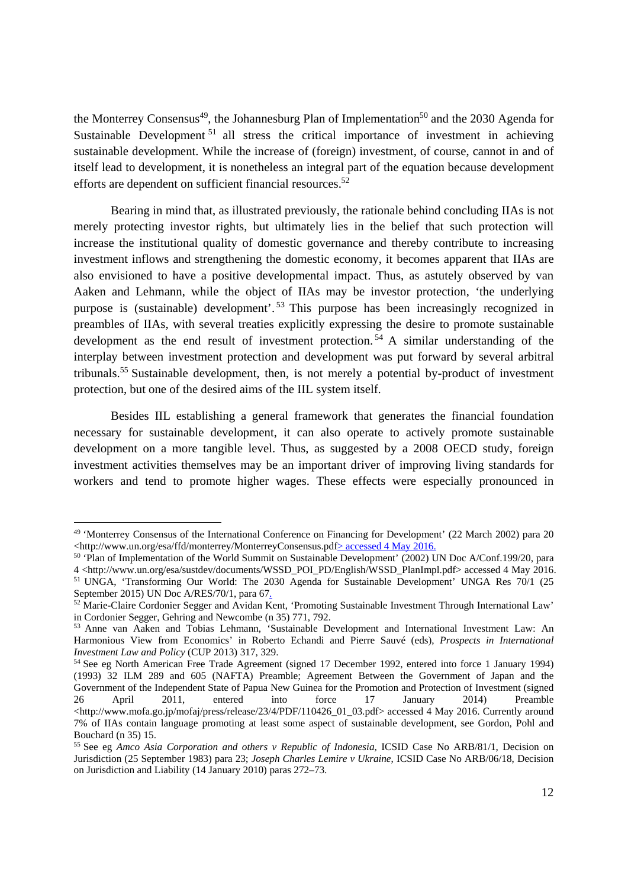the Monterrey Consensus[49], the Johannesburg Plan of Implementation[50] and the 2030 Agenda for Sustainable Development[51] all stress the critical importance of investment in achieving sustainable development. While the increase of (foreign) investment, of course, cannot in and of itself lead to development, it is nonetheless an integral part of the equation because development efforts are dependent on sufficient financial resources.[52]

Bearing in mind that, as illustrated previously, the rationale behind concluding IIAs is not merely protecting investor rights, but ultimately lies in the belief that such protection will increase the institutional quality of domestic governance and thereby contribute to increasing investment inflows and strengthening the domestic economy, it becomes apparent that IIAs are also envisioned to have a positive developmental impact. Thus, as astutely observed by van Aaken and Lehmann, while the object of IIAs may be investor protection, 'the underlying purpose is (sustainable) development'.[53] This purpose has been increasingly recognized in preambles of IIAs, with several treaties explicitly expressing the desire to promote sustainable development as the end result of investment protection.[54] A similar understanding of the interplay between investment protection and development was put forward by several arbitral tribunals.[55] Sustainable development, then, is not merely a potential by-product of investment protection, but one of the desired aims of the IIL system itself.

Besides IIL establishing a general framework that generates the financial foundation necessary for sustainable development, it can also operate to actively promote sustainable development on a more tangible level. Thus, as suggested by a 2008 OECD study, foreign investment activities themselves may be an important driver of improving living standards for workers and tend to promote higher wages. These effects were especially pronounced in

---

[49] 'Monterrey Consensus of the International Conference on Financing for Development' (22 March 2002) para 20 <http://www.un.org/esa/ffd/monterrey/MonterreyConsensus.pdf> accessed 4 May 2016.

[50] 'Plan of Implementation of the World Summit on Sustainable Development' (2002) UN Doc A/Conf.199/20, para 4 <http://www.un.org/esa/sustdev/documents/WSSD_POI_PD/English/WSSD_PlanImpl.pdf> accessed 4 May 2016.

[51] UNGA, 'Transforming Our World: The 2030 Agenda for Sustainable Development' UNGA Res 70/1 (25 September 2015) UN Doc A/RES/70/1, para 67.

[52] Marie-Claire Cordonier Segger and Avidan Kent, 'Promoting Sustainable Investment Through International Law' in Cordonier Segger, Gehring and Newcombe (n 35) 771, 792.

[53] Anne van Aaken and Tobias Lehmann, 'Sustainable Development and International Investment Law: An Harmonious View from Economics' in Roberto Echandi and Pierre Sauvé (eds), *Prospects in International Investment Law and Policy* (CUP 2013) 317, 329.

[54] See eg North American Free Trade Agreement (signed 17 December 1992, entered into force 1 January 1994) (1993) 32 ILM 289 and 605 (NAFTA) Preamble; Agreement Between the Government of Japan and the Government of the Independent State of Papua New Guinea for the Promotion and Protection of Investment (signed 26 April 2011, entered into force 17 January 2014) Preamble <http://www.mofa.go.jp/mofaj/press/release/23/4/PDF/110426_01_03.pdf> accessed 4 May 2016. Currently around 7% of IIAs contain language promoting at least some aspect of sustainable development, see Gordon, Pohl and Bouchard (n 35) 15.

[55] See eg *Amco Asia Corporation and others v Republic of Indonesia*, ICSID Case No ARB/81/1, Decision on Jurisdiction (25 September 1983) para 23; *Joseph Charles Lemire v Ukraine*, ICSID Case No ARB/06/18, Decision on Jurisdiction and Liability (14 January 2010) paras 272–73.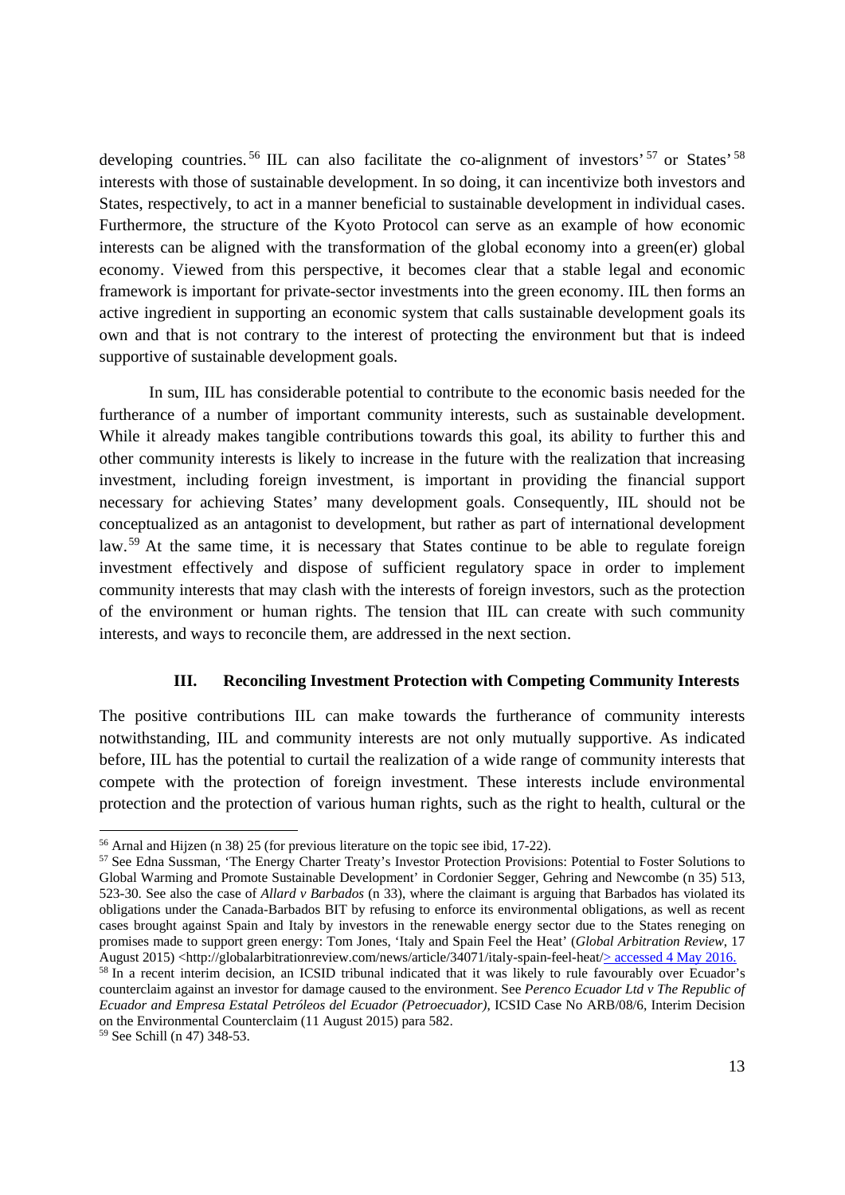developing countries.[56] IIL can also facilitate the co-alignment of investors'[57] or States'[58] interests with those of sustainable development. In so doing, it can incentivize both investors and States, respectively, to act in a manner beneficial to sustainable development in individual cases. Furthermore, the structure of the Kyoto Protocol can serve as an example of how economic interests can be aligned with the transformation of the global economy into a green(er) global economy. Viewed from this perspective, it becomes clear that a stable legal and economic framework is important for private-sector investments into the green economy. IIL then forms an active ingredient in supporting an economic system that calls sustainable development goals its own and that is not contrary to the interest of protecting the environment but that is indeed supportive of sustainable development goals.

In sum, IIL has considerable potential to contribute to the economic basis needed for the furtherance of a number of important community interests, such as sustainable development. While it already makes tangible contributions towards this goal, its ability to further this and other community interests is likely to increase in the future with the realization that increasing investment, including foreign investment, is important in providing the financial support necessary for achieving States' many development goals. Consequently, IIL should not be conceptualized as an antagonist to development, but rather as part of international development law.[59] At the same time, it is necessary that States continue to be able to regulate foreign investment effectively and dispose of sufficient regulatory space in order to implement community interests that may clash with the interests of foreign investors, such as the protection of the environment or human rights. The tension that IIL can create with such community interests, and ways to reconcile them, are addressed in the next section.

## III. Reconciling Investment Protection with Competing Community Interests

The positive contributions IIL can make towards the furtherance of community interests notwithstanding, IIL and community interests are not only mutually supportive. As indicated before, IIL has the potential to curtail the realization of a wide range of community interests that compete with the protection of foreign investment. These interests include environmental protection and the protection of various human rights, such as the right to health, cultural or the

---

[56] Arnal and Hijzen (n 38) 25 (for previous literature on the topic see ibid, 17-22).

[57] See Edna Sussman, 'The Energy Charter Treaty's Investor Protection Provisions: Potential to Foster Solutions to Global Warming and Promote Sustainable Development' in Cordonier Segger, Gehring and Newcombe (n 35) 513, 523-30. See also the case of *Allard v Barbados* (n 33), where the claimant is arguing that Barbados has violated its obligations under the Canada-Barbados BIT by refusing to enforce its environmental obligations, as well as recent cases brought against Spain and Italy by investors in the renewable energy sector due to the States reneging on promises made to support green energy: Tom Jones, 'Italy and Spain Feel the Heat' (*Global Arbitration Review*, 17 August 2015) <http://globalarbitrationreview.com/news/article/34071/italy-spain-feel-heat/> accessed 4 May 2016.

[58] In a recent interim decision, an ICSID tribunal indicated that it was likely to rule favourably over Ecuador's counterclaim against an investor for damage caused to the environment. See *Perenco Ecuador Ltd v The Republic of Ecuador and Empresa Estatal Petróleos del Ecuador (Petroecuador)*, ICSID Case No ARB/08/6, Interim Decision on the Environmental Counterclaim (11 August 2015) para 582.

[59] See Schill (n 47) 348-53.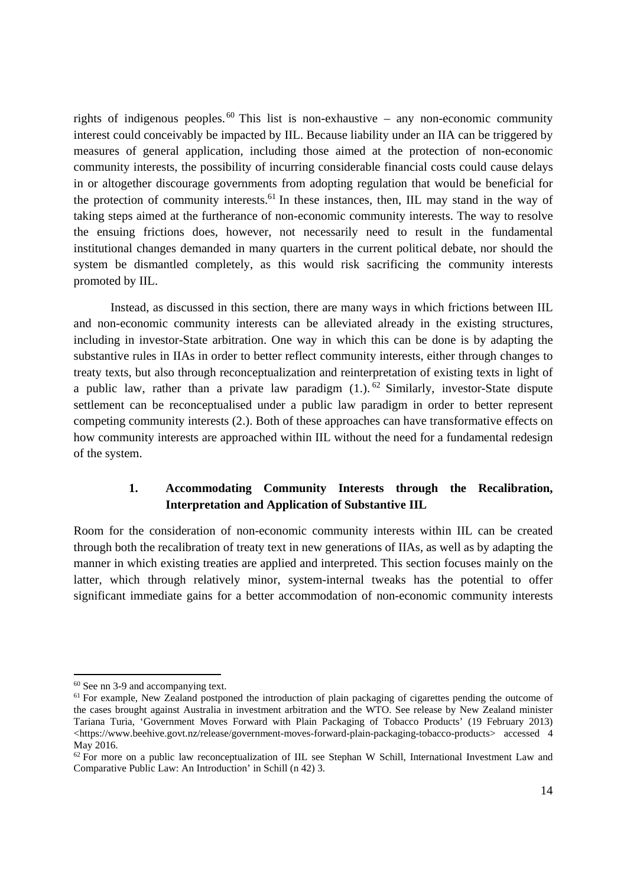rights of indigenous peoples.[60] This list is non-exhaustive – any non-economic community interest could conceivably be impacted by IIL. Because liability under an IIA can be triggered by measures of general application, including those aimed at the protection of non-economic community interests, the possibility of incurring considerable financial costs could cause delays in or altogether discourage governments from adopting regulation that would be beneficial for the protection of community interests.[61] In these instances, then, IIL may stand in the way of taking steps aimed at the furtherance of non-economic community interests. The way to resolve the ensuing frictions does, however, not necessarily need to result in the fundamental institutional changes demanded in many quarters in the current political debate, nor should the system be dismantled completely, as this would risk sacrificing the community interests promoted by IIL.

Instead, as discussed in this section, there are many ways in which frictions between IIL and non-economic community interests can be alleviated already in the existing structures, including in investor-State arbitration. One way in which this can be done is by adapting the substantive rules in IIAs in order to better reflect community interests, either through changes to treaty texts, but also through reconceptualization and reinterpretation of existing texts in light of a public law, rather than a private law paradigm (1.).[62] Similarly, investor-State dispute settlement can be reconceptualised under a public law paradigm in order to better represent competing community interests (2.). Both of these approaches can have transformative effects on how community interests are approached within IIL without the need for a fundamental redesign of the system.

### 1. Accommodating Community Interests through the Recalibration, Interpretation and Application of Substantive IIL

Room for the consideration of non-economic community interests within IIL can be created through both the recalibration of treaty text in new generations of IIAs, as well as by adapting the manner in which existing treaties are applied and interpreted. This section focuses mainly on the latter, which through relatively minor, system-internal tweaks has the potential to offer significant immediate gains for a better accommodation of non-economic community interests

---

[60] See nn 3-9 and accompanying text.

[61] For example, New Zealand postponed the introduction of plain packaging of cigarettes pending the outcome of the cases brought against Australia in investment arbitration and the WTO. See release by New Zealand minister Tariana Turia, 'Government Moves Forward with Plain Packaging of Tobacco Products' (19 February 2013) <https://www.beehive.govt.nz/release/government-moves-forward-plain-packaging-tobacco-products> accessed 4 May 2016.

[62] For more on a public law reconceptualization of IIL see Stephan W Schill, International Investment Law and Comparative Public Law: An Introduction' in Schill (n 42) 3.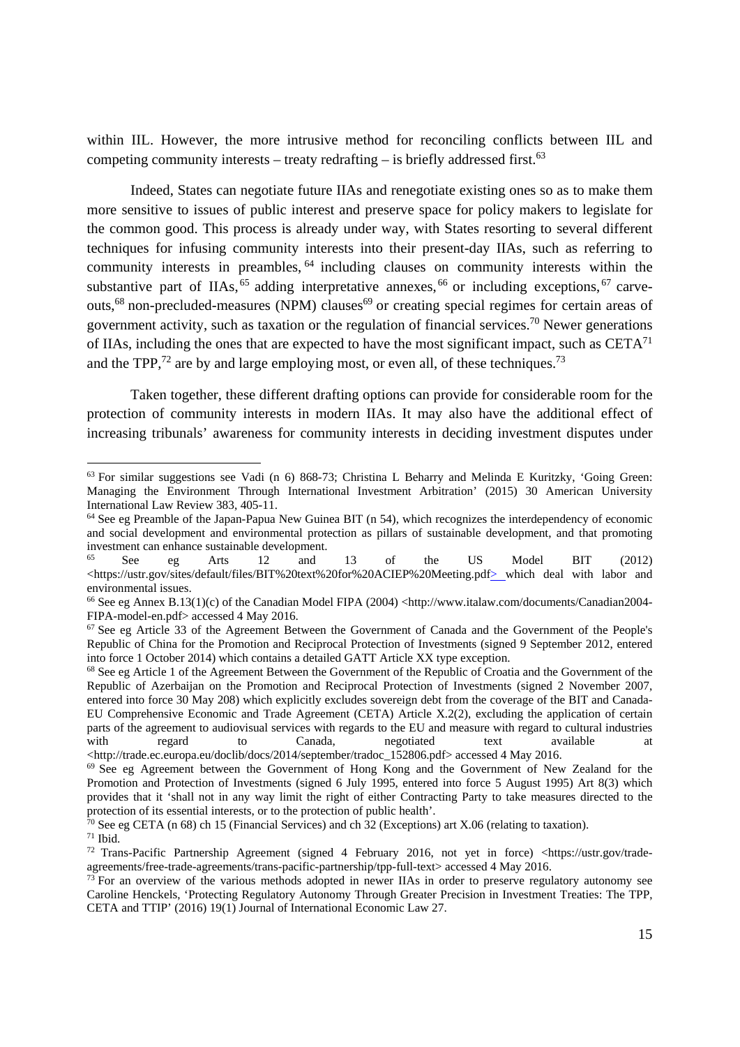within IIL. However, the more intrusive method for reconciling conflicts between IIL and competing community interests – treaty redrafting – is briefly addressed first.[63]

Indeed, States can negotiate future IIAs and renegotiate existing ones so as to make them more sensitive to issues of public interest and preserve space for policy makers to legislate for the common good. This process is already under way, with States resorting to several different techniques for infusing community interests into their present-day IIAs, such as referring to community interests in preambles,[64] including clauses on community interests within the substantive part of IIAs,[65] adding interpretative annexes,[66] or including exceptions,[67] carve-outs,[68] non-precluded-measures (NPM) clauses[69] or creating special regimes for certain areas of government activity, such as taxation or the regulation of financial services.[70] Newer generations of IIAs, including the ones that are expected to have the most significant impact, such as CETA[71] and the TPP,[72] are by and large employing most, or even all, of these techniques.[73]

Taken together, these different drafting options can provide for considerable room for the protection of community interests in modern IIAs. It may also have the additional effect of increasing tribunals' awareness for community interests in deciding investment disputes under

---

[63] For similar suggestions see Vadi (n 6) 868-73; Christina L Beharry and Melinda E Kuritzky, 'Going Green: Managing the Environment Through International Investment Arbitration' (2015) 30 American University International Law Review 383, 405-11.

[64] See eg Preamble of the Japan-Papua New Guinea BIT (n 54), which recognizes the interdependency of economic and social development and environmental protection as pillars of sustainable development, and that promoting investment can enhance sustainable development.

[65] See eg Arts 12 and 13 of the US Model BIT (2012) <https://ustr.gov/sites/default/files/BIT%20text%20for%20ACIEP%20Meeting.pdf> which deal with labor and environmental issues.

[66] See eg Annex B.13(1)(c) of the Canadian Model FIPA (2004) <http://www.italaw.com/documents/Canadian2004-FIPA-model-en.pdf> accessed 4 May 2016.

[67] See eg Article 33 of the Agreement Between the Government of Canada and the Government of the People's Republic of China for the Promotion and Reciprocal Protection of Investments (signed 9 September 2012, entered into force 1 October 2014) which contains a detailed GATT Article XX type exception.

[68] See eg Article 1 of the Agreement Between the Government of the Republic of Croatia and the Government of the Republic of Azerbaijan on the Promotion and Reciprocal Protection of Investments (signed 2 November 2007, entered into force 30 May 208) which explicitly excludes sovereign debt from the coverage of the BIT and Canada-EU Comprehensive Economic and Trade Agreement (CETA) Article X.2(2), excluding the application of certain parts of the agreement to audiovisual services with regards to the EU and measure with regard to cultural industries with regard to Canada, negotiated text available at <http://trade.ec.europa.eu/doclib/docs/2014/september/tradoc_152806.pdf> accessed 4 May 2016.

[69] See eg Agreement between the Government of Hong Kong and the Government of New Zealand for the Promotion and Protection of Investments (signed 6 July 1995, entered into force 5 August 1995) Art 8(3) which provides that it 'shall not in any way limit the right of either Contracting Party to take measures directed to the protection of its essential interests, or to the protection of public health'.

[70] See eg CETA (n 68) ch 15 (Financial Services) and ch 32 (Exceptions) art X.06 (relating to taxation).

[71] Ibid.

[72] Trans-Pacific Partnership Agreement (signed 4 February 2016, not yet in force) <https://ustr.gov/trade-agreements/free-trade-agreements/trans-pacific-partnership/tpp-full-text> accessed 4 May 2016.

[73] For an overview of the various methods adopted in newer IIAs in order to preserve regulatory autonomy see Caroline Henckels, 'Protecting Regulatory Autonomy Through Greater Precision in Investment Treaties: The TPP, CETA and TTIP' (2016) 19(1) Journal of International Economic Law 27.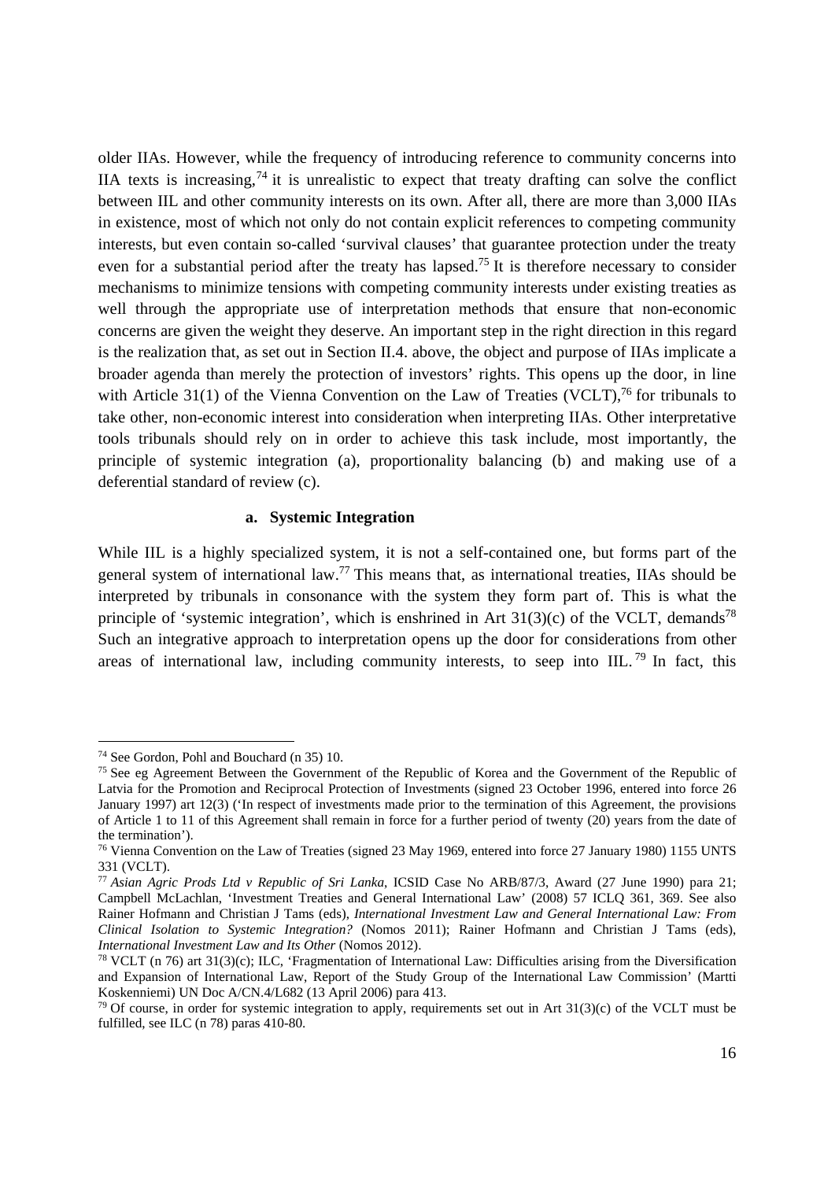older IIAs. However, while the frequency of introducing reference to community concerns into IIA texts is increasing,[74] it is unrealistic to expect that treaty drafting can solve the conflict between IIL and other community interests on its own. After all, there are more than 3,000 IIAs in existence, most of which not only do not contain explicit references to competing community interests, but even contain so-called 'survival clauses' that guarantee protection under the treaty even for a substantial period after the treaty has lapsed.[75] It is therefore necessary to consider mechanisms to minimize tensions with competing community interests under existing treaties as well through the appropriate use of interpretation methods that ensure that non-economic concerns are given the weight they deserve. An important step in the right direction in this regard is the realization that, as set out in Section II.4. above, the object and purpose of IIAs implicate a broader agenda than merely the protection of investors' rights. This opens up the door, in line with Article 31(1) of the Vienna Convention on the Law of Treaties (VCLT),[76] for tribunals to take other, non-economic interest into consideration when interpreting IIAs. Other interpretative tools tribunals should rely on in order to achieve this task include, most importantly, the principle of systemic integration (a), proportionality balancing (b) and making use of a deferential standard of review (c).

#### a. Systemic Integration

While IIL is a highly specialized system, it is not a self-contained one, but forms part of the general system of international law.[77] This means that, as international treaties, IIAs should be interpreted by tribunals in consonance with the system they form part of. This is what the principle of 'systemic integration', which is enshrined in Art 31(3)(c) of the VCLT, demands[78] Such an integrative approach to interpretation opens up the door for considerations from other areas of international law, including community interests, to seep into IIL.[79] In fact, this

---

[74] See Gordon, Pohl and Bouchard (n 35) 10.

[75] See eg Agreement Between the Government of the Republic of Korea and the Government of the Republic of Latvia for the Promotion and Reciprocal Protection of Investments (signed 23 October 1996, entered into force 26 January 1997) art 12(3) ('In respect of investments made prior to the termination of this Agreement, the provisions of Article 1 to 11 of this Agreement shall remain in force for a further period of twenty (20) years from the date of the termination').

[76] Vienna Convention on the Law of Treaties (signed 23 May 1969, entered into force 27 January 1980) 1155 UNTS 331 (VCLT).

[77] *Asian Agric Prods Ltd v Republic of Sri Lanka*, ICSID Case No ARB/87/3, Award (27 June 1990) para 21; Campbell McLachlan, 'Investment Treaties and General International Law' (2008) 57 ICLQ 361, 369. See also Rainer Hofmann and Christian J Tams (eds), *International Investment Law and General International Law: From Clinical Isolation to Systemic Integration?* (Nomos 2011); Rainer Hofmann and Christian J Tams (eds), *International Investment Law and Its Other* (Nomos 2012).

[78] VCLT (n 76) art 31(3)(c); ILC, 'Fragmentation of International Law: Difficulties arising from the Diversification and Expansion of International Law, Report of the Study Group of the International Law Commission' (Martti Koskenniemi) UN Doc A/CN.4/L682 (13 April 2006) para 413.

[79] Of course, in order for systemic integration to apply, requirements set out in Art 31(3)(c) of the VCLT must be fulfilled, see ILC (n 78) paras 410-80.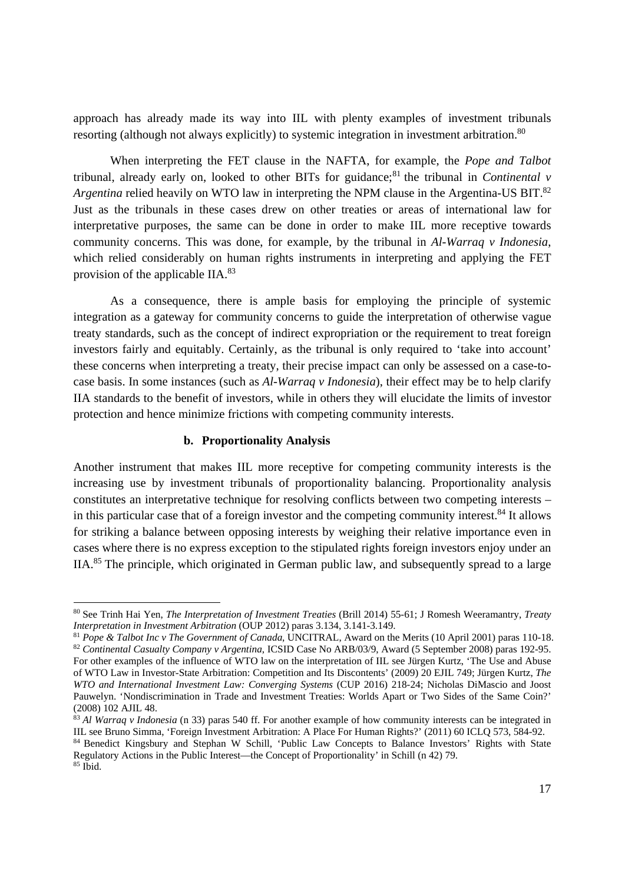approach has already made its way into IIL with plenty examples of investment tribunals resorting (although not always explicitly) to systemic integration in investment arbitration.[80]

When interpreting the FET clause in the NAFTA, for example, the *Pope and Talbot* tribunal, already early on, looked to other BITs for guidance;[81] the tribunal in *Continental v Argentina* relied heavily on WTO law in interpreting the NPM clause in the Argentina-US BIT.[82] Just as the tribunals in these cases drew on other treaties or areas of international law for interpretative purposes, the same can be done in order to make IIL more receptive towards community concerns. This was done, for example, by the tribunal in *Al-Warraq v Indonesia*, which relied considerably on human rights instruments in interpreting and applying the FET provision of the applicable IIA.[83]

As a consequence, there is ample basis for employing the principle of systemic integration as a gateway for community concerns to guide the interpretation of otherwise vague treaty standards, such as the concept of indirect expropriation or the requirement to treat foreign investors fairly and equitably. Certainly, as the tribunal is only required to 'take into account' these concerns when interpreting a treaty, their precise impact can only be assessed on a case-to-case basis. In some instances (such as *Al-Warraq v Indonesia*), their effect may be to help clarify IIA standards to the benefit of investors, while in others they will elucidate the limits of investor protection and hence minimize frictions with competing community interests.

#### b. Proportionality Analysis

Another instrument that makes IIL more receptive for competing community interests is the increasing use by investment tribunals of proportionality balancing. Proportionality analysis constitutes an interpretative technique for resolving conflicts between two competing interests – in this particular case that of a foreign investor and the competing community interest.[84] It allows for striking a balance between opposing interests by weighing their relative importance even in cases where there is no express exception to the stipulated rights foreign investors enjoy under an IIA.[85] The principle, which originated in German public law, and subsequently spread to a large

---

[80] See Trinh Hai Yen, *The Interpretation of Investment Treaties* (Brill 2014) 55-61; J Romesh Weeramantry, *Treaty Interpretation in Investment Arbitration* (OUP 2012) paras 3.134, 3.141-3.149.

[81] *Pope & Talbot Inc v The Government of Canada*, UNCITRAL, Award on the Merits (10 April 2001) paras 110-18.

[82] *Continental Casualty Company v Argentina*, ICSID Case No ARB/03/9, Award (5 September 2008) paras 192-95. For other examples of the influence of WTO law on the interpretation of IIL see Jürgen Kurtz, 'The Use and Abuse of WTO Law in Investor-State Arbitration: Competition and Its Discontents' (2009) 20 EJIL 749; Jürgen Kurtz, *The WTO and International Investment Law: Converging Systems* (CUP 2016) 218-24; Nicholas DiMascio and Joost Pauwelyn. 'Nondiscrimination in Trade and Investment Treaties: Worlds Apart or Two Sides of the Same Coin?' (2008) 102 AJIL 48.

[83] *Al Warraq v Indonesia* (n 33) paras 540 ff. For another example of how community interests can be integrated in IIL see Bruno Simma, 'Foreign Investment Arbitration: A Place For Human Rights?' (2011) 60 ICLQ 573, 584-92.

[84] Benedict Kingsbury and Stephan W Schill, 'Public Law Concepts to Balance Investors' Rights with State Regulatory Actions in the Public Interest—the Concept of Proportionality' in Schill (n 42) 79.

[85] Ibid.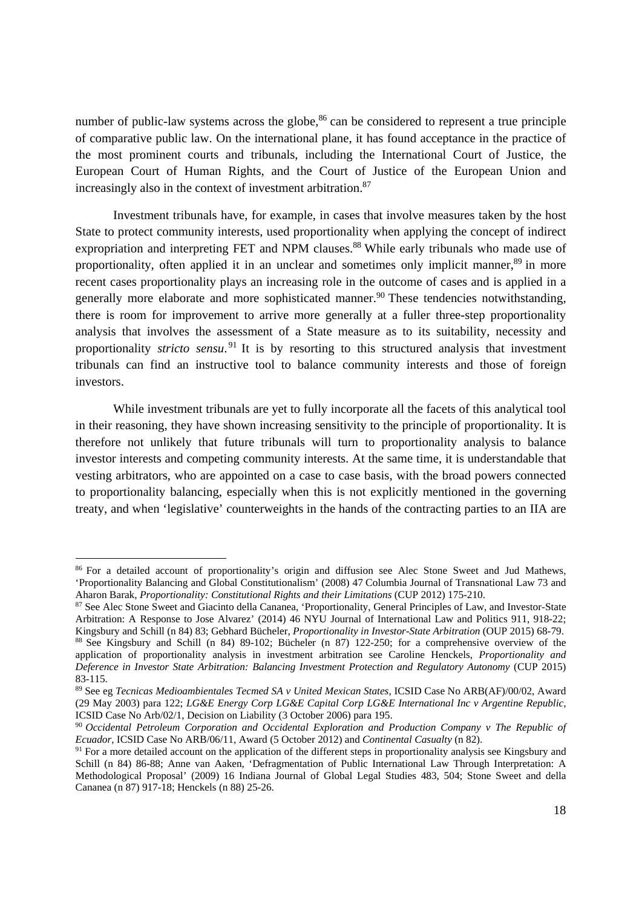number of public-law systems across the globe,[86] can be considered to represent a true principle of comparative public law. On the international plane, it has found acceptance in the practice of the most prominent courts and tribunals, including the International Court of Justice, the European Court of Human Rights, and the Court of Justice of the European Union and increasingly also in the context of investment arbitration.[87]

Investment tribunals have, for example, in cases that involve measures taken by the host State to protect community interests, used proportionality when applying the concept of indirect expropriation and interpreting FET and NPM clauses.[88] While early tribunals who made use of proportionality, often applied it in an unclear and sometimes only implicit manner,[89] in more recent cases proportionality plays an increasing role in the outcome of cases and is applied in a generally more elaborate and more sophisticated manner.[90] These tendencies notwithstanding, there is room for improvement to arrive more generally at a fuller three-step proportionality analysis that involves the assessment of a State measure as to its suitability, necessity and proportionality *stricto sensu*.[91] It is by resorting to this structured analysis that investment tribunals can find an instructive tool to balance community interests and those of foreign investors.

While investment tribunals are yet to fully incorporate all the facets of this analytical tool in their reasoning, they have shown increasing sensitivity to the principle of proportionality. It is therefore not unlikely that future tribunals will turn to proportionality analysis to balance investor interests and competing community interests. At the same time, it is understandable that vesting arbitrators, who are appointed on a case to case basis, with the broad powers connected to proportionality balancing, especially when this is not explicitly mentioned in the governing treaty, and when 'legislative' counterweights in the hands of the contracting parties to an IIA are

---

[86] For a detailed account of proportionality's origin and diffusion see Alec Stone Sweet and Jud Mathews, 'Proportionality Balancing and Global Constitutionalism' (2008) 47 Columbia Journal of Transnational Law 73 and Aharon Barak, *Proportionality: Constitutional Rights and their Limitations* (CUP 2012) 175-210.

[87] See Alec Stone Sweet and Giacinto della Cananea, 'Proportionality, General Principles of Law, and Investor-State Arbitration: A Response to Jose Alvarez' (2014) 46 NYU Journal of International Law and Politics 911, 918-22; Kingsbury and Schill (n 84) 83; Gebhard Bücheler, *Proportionality in Investor-State Arbitration* (OUP 2015) 68-79.

[88] See Kingsbury and Schill (n 84) 89-102; Bücheler (n 87) 122-250; for a comprehensive overview of the application of proportionality analysis in investment arbitration see Caroline Henckels, *Proportionality and Deference in Investor State Arbitration: Balancing Investment Protection and Regulatory Autonomy* (CUP 2015) 83-115.

[89] See eg *Tecnicas Medioambientales Tecmed SA v United Mexican States*, ICSID Case No ARB(AF)/00/02, Award (29 May 2003) para 122; *LG&E Energy Corp LG&E Capital Corp LG&E International Inc v Argentine Republic*, ICSID Case No Arb/02/1, Decision on Liability (3 October 2006) para 195.

[90] *Occidental Petroleum Corporation and Occidental Exploration and Production Company v The Republic of Ecuador*, ICSID Case No ARB/06/11, Award (5 October 2012) and *Continental Casualty* (n 82).

[91] For a more detailed account on the application of the different steps in proportionality analysis see Kingsbury and Schill (n 84) 86-88; Anne van Aaken, 'Defragmentation of Public International Law Through Interpretation: A Methodological Proposal' (2009) 16 Indiana Journal of Global Legal Studies 483, 504; Stone Sweet and della Cananea (n 87) 917-18; Henckels (n 88) 25-26.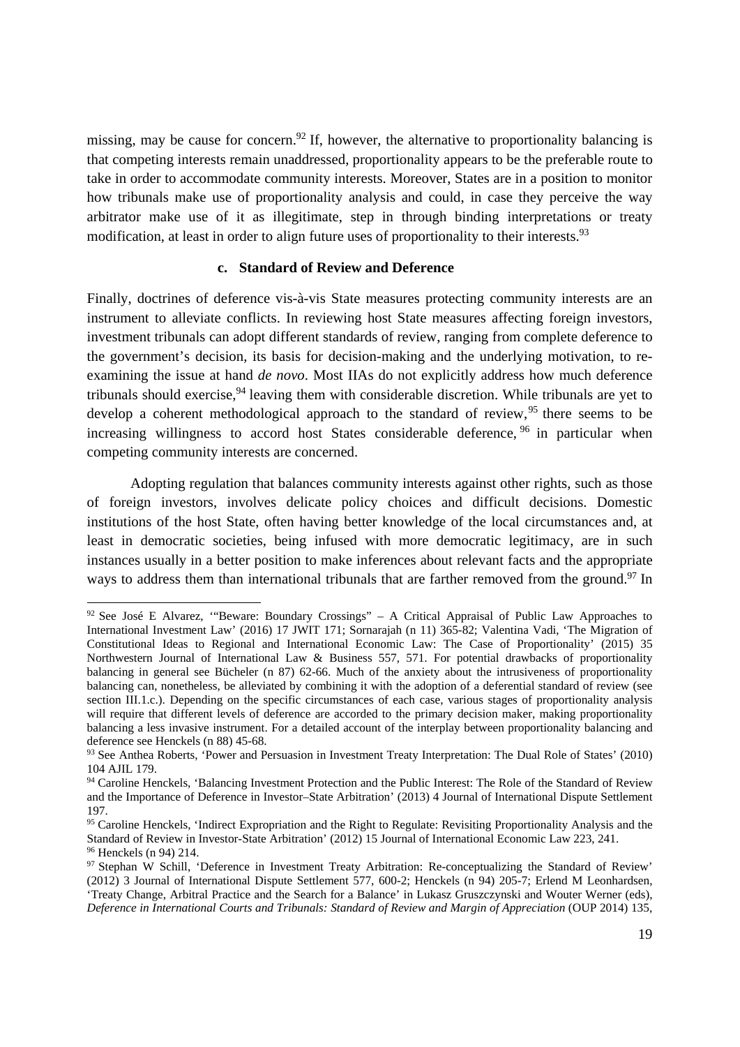missing, may be cause for concern.[92] If, however, the alternative to proportionality balancing is that competing interests remain unaddressed, proportionality appears to be the preferable route to take in order to accommodate community interests. Moreover, States are in a position to monitor how tribunals make use of proportionality analysis and could, in case they perceive the way arbitrator make use of it as illegitimate, step in through binding interpretations or treaty modification, at least in order to align future uses of proportionality to their interests.[93]

### c. Standard of Review and Deference

Finally, doctrines of deference vis-à-vis State measures protecting community interests are an instrument to alleviate conflicts. In reviewing host State measures affecting foreign investors, investment tribunals can adopt different standards of review, ranging from complete deference to the government's decision, its basis for decision-making and the underlying motivation, to re-examining the issue at hand *de novo*. Most IIAs do not explicitly address how much deference tribunals should exercise,[94] leaving them with considerable discretion. While tribunals are yet to develop a coherent methodological approach to the standard of review,[95] there seems to be increasing willingness to accord host States considerable deference,[96] in particular when competing community interests are concerned.

Adopting regulation that balances community interests against other rights, such as those of foreign investors, involves delicate policy choices and difficult decisions. Domestic institutions of the host State, often having better knowledge of the local circumstances and, at least in democratic societies, being infused with more democratic legitimacy, are in such instances usually in a better position to make inferences about relevant facts and the appropriate ways to address them than international tribunals that are farther removed from the ground.[97] In

---

[92] See José E Alvarez, '"Beware: Boundary Crossings" – A Critical Appraisal of Public Law Approaches to International Investment Law' (2016) 17 JWIT 171; Sornarajah (n 11) 365-82; Valentina Vadi, 'The Migration of Constitutional Ideas to Regional and International Economic Law: The Case of Proportionality' (2015) 35 Northwestern Journal of International Law & Business 557, 571. For potential drawbacks of proportionality balancing in general see Bücheler (n 87) 62-66. Much of the anxiety about the intrusiveness of proportionality balancing can, nonetheless, be alleviated by combining it with the adoption of a deferential standard of review (see section III.1.c.). Depending on the specific circumstances of each case, various stages of proportionality analysis will require that different levels of deference are accorded to the primary decision maker, making proportionality balancing a less invasive instrument. For a detailed account of the interplay between proportionality balancing and deference see Henckels (n 88) 45-68.

[93] See Anthea Roberts, 'Power and Persuasion in Investment Treaty Interpretation: The Dual Role of States' (2010) 104 AJIL 179.

[94] Caroline Henckels, 'Balancing Investment Protection and the Public Interest: The Role of the Standard of Review and the Importance of Deference in Investor–State Arbitration' (2013) 4 Journal of International Dispute Settlement 197.

[95] Caroline Henckels, 'Indirect Expropriation and the Right to Regulate: Revisiting Proportionality Analysis and the Standard of Review in Investor-State Arbitration' (2012) 15 Journal of International Economic Law 223, 241.

[96] Henckels (n 94) 214.

[97] Stephan W Schill, 'Deference in Investment Treaty Arbitration: Re-conceptualizing the Standard of Review' (2012) 3 Journal of International Dispute Settlement 577, 600-2; Henckels (n 94) 205-7; Erlend M Leonhardsen, 'Treaty Change, Arbitral Practice and the Search for a Balance' in Lukasz Gruszczynski and Wouter Werner (eds), *Deference in International Courts and Tribunals: Standard of Review and Margin of Appreciation* (OUP 2014) 135,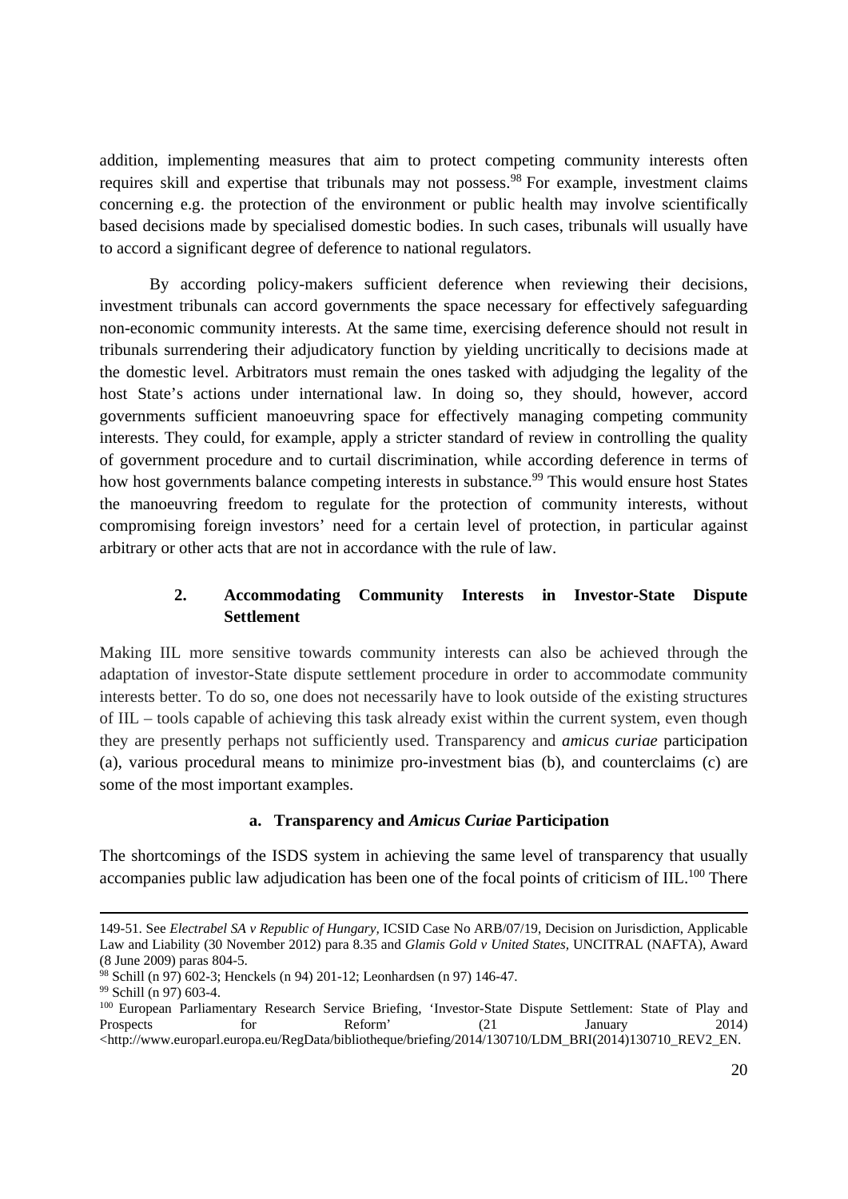addition, implementing measures that aim to protect competing community interests often requires skill and expertise that tribunals may not possess.[98] For example, investment claims concerning e.g. the protection of the environment or public health may involve scientifically based decisions made by specialised domestic bodies. In such cases, tribunals will usually have to accord a significant degree of deference to national regulators.

By according policy-makers sufficient deference when reviewing their decisions, investment tribunals can accord governments the space necessary for effectively safeguarding non-economic community interests. At the same time, exercising deference should not result in tribunals surrendering their adjudicatory function by yielding uncritically to decisions made at the domestic level. Arbitrators must remain the ones tasked with adjudging the legality of the host State's actions under international law. In doing so, they should, however, accord governments sufficient manoeuvring space for effectively managing competing community interests. They could, for example, apply a stricter standard of review in controlling the quality of government procedure and to curtail discrimination, while according deference in terms of how host governments balance competing interests in substance.[99] This would ensure host States the manoeuvring freedom to regulate for the protection of community interests, without compromising foreign investors' need for a certain level of protection, in particular against arbitrary or other acts that are not in accordance with the rule of law.

### 2. Accommodating Community Interests in Investor-State Dispute Settlement

Making IIL more sensitive towards community interests can also be achieved through the adaptation of investor-State dispute settlement procedure in order to accommodate community interests better. To do so, one does not necessarily have to look outside of the existing structures of IIL – tools capable of achieving this task already exist within the current system, even though they are presently perhaps not sufficiently used. Transparency and *amicus curiae* participation (a), various procedural means to minimize pro-investment bias (b), and counterclaims (c) are some of the most important examples.

#### a. Transparency and *Amicus Curiae* Participation

The shortcomings of the ISDS system in achieving the same level of transparency that usually accompanies public law adjudication has been one of the focal points of criticism of IIL.[100] There

---

149-51. See *Electrabel SA v Republic of Hungary,* ICSID Case No ARB/07/19, Decision on Jurisdiction, Applicable Law and Liability (30 November 2012) para 8.35 and *Glamis Gold v United States,* UNCITRAL (NAFTA), Award (8 June 2009) paras 804-5.

[98] Schill (n 97) 602-3; Henckels (n 94) 201-12; Leonhardsen (n 97) 146-47.

[99] Schill (n 97) 603-4.

[100] European Parliamentary Research Service Briefing, 'Investor-State Dispute Settlement: State of Play and Prospects for Reform' (21 January 2014) <http://www.europarl.europa.eu/RegData/bibliotheque/briefing/2014/130710/LDM_BRI(2014)130710_REV2_EN.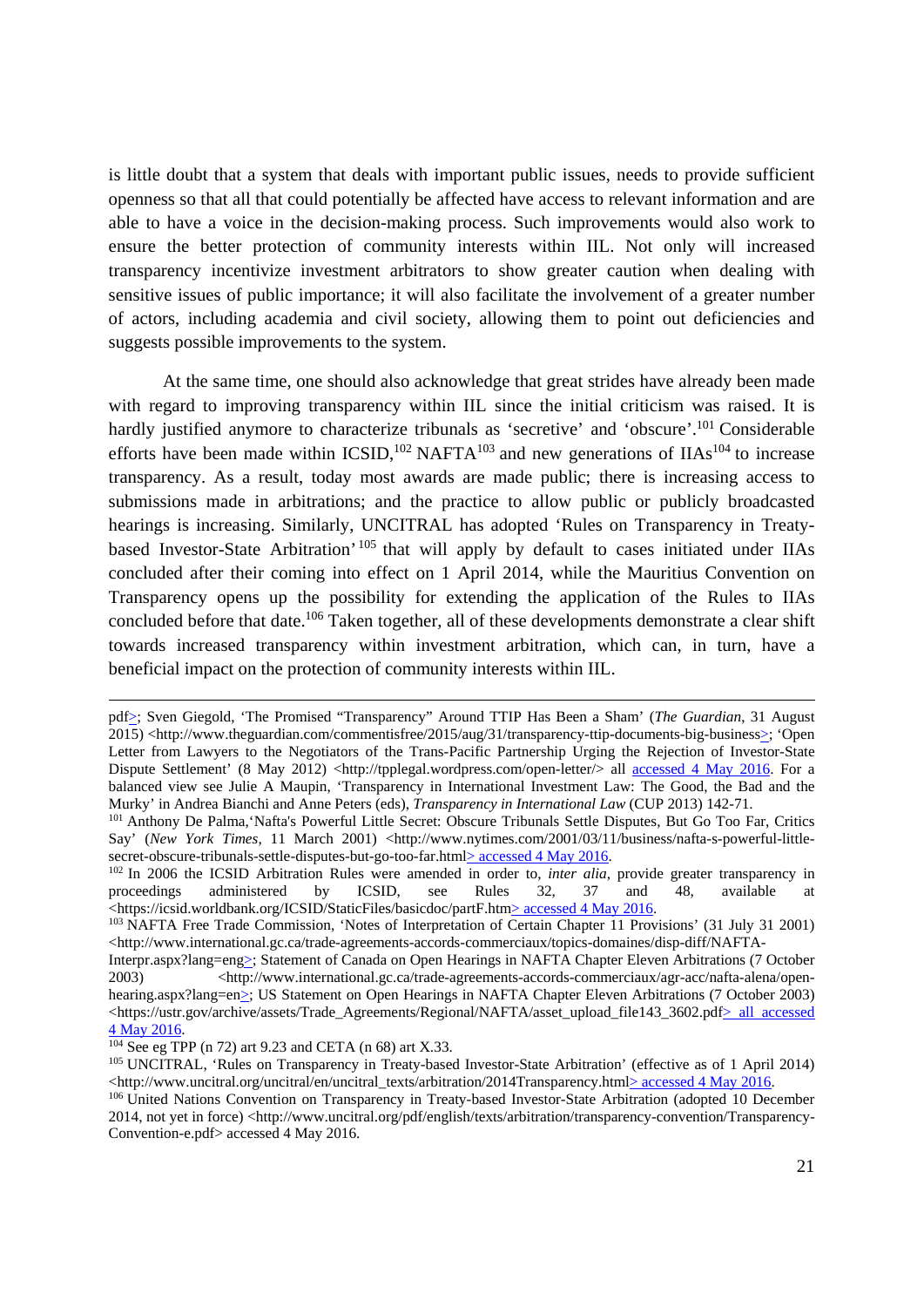is little doubt that a system that deals with important public issues, needs to provide sufficient openness so that all that could potentially be affected have access to relevant information and are able to have a voice in the decision-making process. Such improvements would also work to ensure the better protection of community interests within IIL. Not only will increased transparency incentivize investment arbitrators to show greater caution when dealing with sensitive issues of public importance; it will also facilitate the involvement of a greater number of actors, including academia and civil society, allowing them to point out deficiencies and suggests possible improvements to the system.

At the same time, one should also acknowledge that great strides have already been made with regard to improving transparency within IIL since the initial criticism was raised. It is hardly justified anymore to characterize tribunals as 'secretive' and 'obscure'.[101] Considerable efforts have been made within ICSID,[102] NAFTA[103] and new generations of IIAs[104] to increase transparency. As a result, today most awards are made public; there is increasing access to submissions made in arbitrations; and the practice to allow public or publicly broadcasted hearings is increasing. Similarly, UNCITRAL has adopted 'Rules on Transparency in Treaty-based Investor-State Arbitration'[105] that will apply by default to cases initiated under IIAs concluded after their coming into effect on 1 April 2014, while the Mauritius Convention on Transparency opens up the possibility for extending the application of the Rules to IIAs concluded before that date.[106] Taken together, all of these developments demonstrate a clear shift towards increased transparency within investment arbitration, which can, in turn, have a beneficial impact on the protection of community interests within IIL.

---

pdf>; Sven Giegold, 'The Promised "Transparency" Around TTIP Has Been a Sham' (*The Guardian*, 31 August 2015) <http://www.theguardian.com/commentisfree/2015/aug/31/transparency-ttip-documents-big-business>; 'Open Letter from Lawyers to the Negotiators of the Trans-Pacific Partnership Urging the Rejection of Investor-State Dispute Settlement' (8 May 2012) <http://tpplegal.wordpress.com/open-letter/> all accessed 4 May 2016. For a balanced view see Julie A Maupin, 'Transparency in International Investment Law: The Good, the Bad and the Murky' in Andrea Bianchi and Anne Peters (eds), *Transparency in International Law* (CUP 2013) 142-71.

[101] Anthony De Palma,'Nafta's Powerful Little Secret: Obscure Tribunals Settle Disputes, But Go Too Far, Critics Say' (*New York Times*, 11 March 2001) <http://www.nytimes.com/2001/03/11/business/nafta-s-powerful-little-secret-obscure-tribunals-settle-disputes-but-go-too-far.html> accessed 4 May 2016.

[102] In 2006 the ICSID Arbitration Rules were amended in order to, *inter alia*, provide greater transparency in proceedings administered by ICSID, see Rules 32, 37 and 48, available at <https://icsid.worldbank.org/ICSID/StaticFiles/basicdoc/partF.htm> accessed 4 May 2016.

[103] NAFTA Free Trade Commission, 'Notes of Interpretation of Certain Chapter 11 Provisions' (31 July 31 2001) <http://www.international.gc.ca/trade-agreements-accords-commerciaux/topics-domaines/disp-diff/NAFTA-Interpr.aspx?lang=eng>; Statement of Canada on Open Hearings in NAFTA Chapter Eleven Arbitrations (7 October 2003) <http://www.international.gc.ca/trade-agreements-accords-commerciaux/agr-acc/nafta-alena/open-hearing.aspx?lang=en>; US Statement on Open Hearings in NAFTA Chapter Eleven Arbitrations (7 October 2003) <https://ustr.gov/archive/assets/Trade_Agreements/Regional/NAFTA/asset_upload_file143_3602.pdf> all accessed 4 May 2016.

[104] See eg TPP (n 72) art 9.23 and CETA (n 68) art X.33.

[105] UNCITRAL, 'Rules on Transparency in Treaty-based Investor-State Arbitration' (effective as of 1 April 2014) <http://www.uncitral.org/uncitral/en/uncitral_texts/arbitration/2014Transparency.html> accessed 4 May 2016.

[106] United Nations Convention on Transparency in Treaty-based Investor-State Arbitration (adopted 10 December 2014, not yet in force) <http://www.uncitral.org/pdf/english/texts/arbitration/transparency-convention/Transparency-Convention-e.pdf> accessed 4 May 2016.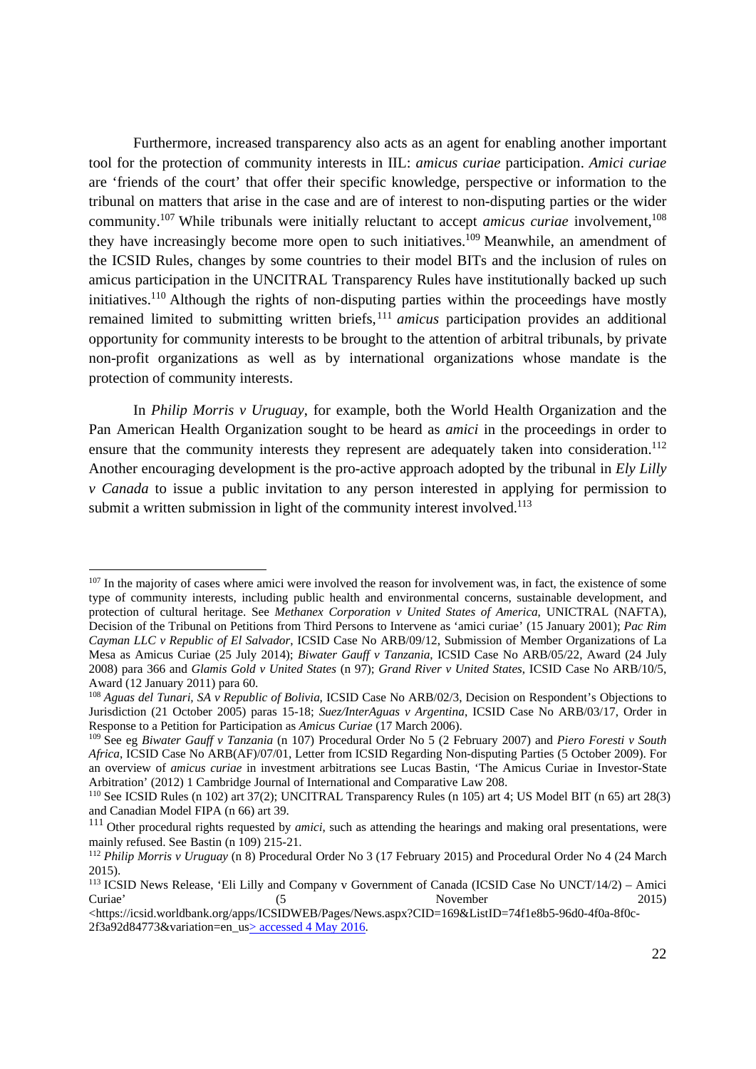Furthermore, increased transparency also acts as an agent for enabling another important tool for the protection of community interests in IIL: *amicus curiae* participation. *Amici curiae* are 'friends of the court' that offer their specific knowledge, perspective or information to the tribunal on matters that arise in the case and are of interest to non-disputing parties or the wider community.[107] While tribunals were initially reluctant to accept *amicus curiae* involvement,[108] they have increasingly become more open to such initiatives.[109] Meanwhile, an amendment of the ICSID Rules, changes by some countries to their model BITs and the inclusion of rules on amicus participation in the UNCITRAL Transparency Rules have institutionally backed up such initiatives.[110] Although the rights of non-disputing parties within the proceedings have mostly remained limited to submitting written briefs,[111] *amicus* participation provides an additional opportunity for community interests to be brought to the attention of arbitral tribunals, by private non-profit organizations as well as by international organizations whose mandate is the protection of community interests.

In *Philip Morris v Uruguay*, for example, both the World Health Organization and the Pan American Health Organization sought to be heard as *amici* in the proceedings in order to ensure that the community interests they represent are adequately taken into consideration.[112] Another encouraging development is the pro-active approach adopted by the tribunal in *Ely Lilly v Canada* to issue a public invitation to any person interested in applying for permission to submit a written submission in light of the community interest involved.[113]

---

[107] In the majority of cases where amici were involved the reason for involvement was, in fact, the existence of some type of community interests, including public health and environmental concerns, sustainable development, and protection of cultural heritage. See *Methanex Corporation v United States of America*, UNICTRAL (NAFTA), Decision of the Tribunal on Petitions from Third Persons to Intervene as 'amici curiae' (15 January 2001); *Pac Rim Cayman LLC v Republic of El Salvador*, ICSID Case No ARB/09/12, Submission of Member Organizations of La Mesa as Amicus Curiae (25 July 2014); *Biwater Gauff v Tanzania*, ICSID Case No ARB/05/22, Award (24 July 2008) para 366 and *Glamis Gold v United States* (n 97); *Grand River v United States*, ICSID Case No ARB/10/5, Award (12 January 2011) para 60.

[108] *Aguas del Tunari, SA v Republic of Bolivia*, ICSID Case No ARB/02/3, Decision on Respondent's Objections to Jurisdiction (21 October 2005) paras 15-18; *Suez/InterAguas v Argentina*, ICSID Case No ARB/03/17, Order in Response to a Petition for Participation as *Amicus Curiae* (17 March 2006).

[109] See eg *Biwater Gauff v Tanzania* (n 107) Procedural Order No 5 (2 February 2007) and *Piero Foresti v South Africa*, ICSID Case No ARB(AF)/07/01, Letter from ICSID Regarding Non-disputing Parties (5 October 2009). For an overview of *amicus curiae* in investment arbitrations see Lucas Bastin, 'The Amicus Curiae in Investor-State Arbitration' (2012) 1 Cambridge Journal of International and Comparative Law 208.

[110] See ICSID Rules (n 102) art 37(2); UNCITRAL Transparency Rules (n 105) art 4; US Model BIT (n 65) art 28(3) and Canadian Model FIPA (n 66) art 39.

[111] Other procedural rights requested by *amici*, such as attending the hearings and making oral presentations, were mainly refused. See Bastin (n 109) 215-21.

[112] *Philip Morris v Uruguay* (n 8) Procedural Order No 3 (17 February 2015) and Procedural Order No 4 (24 March 2015).

[113] ICSID News Release, 'Eli Lilly and Company v Government of Canada (ICSID Case No UNCT/14/2) – Amici Curiae' (5 November 2015) <https://icsid.worldbank.org/apps/ICSIDWEB/Pages/News.aspx?CID=169&ListID=74f1e8b5-96d0-4f0a-8f0c-2f3a92d84773&variation=en_us> accessed 4 May 2016.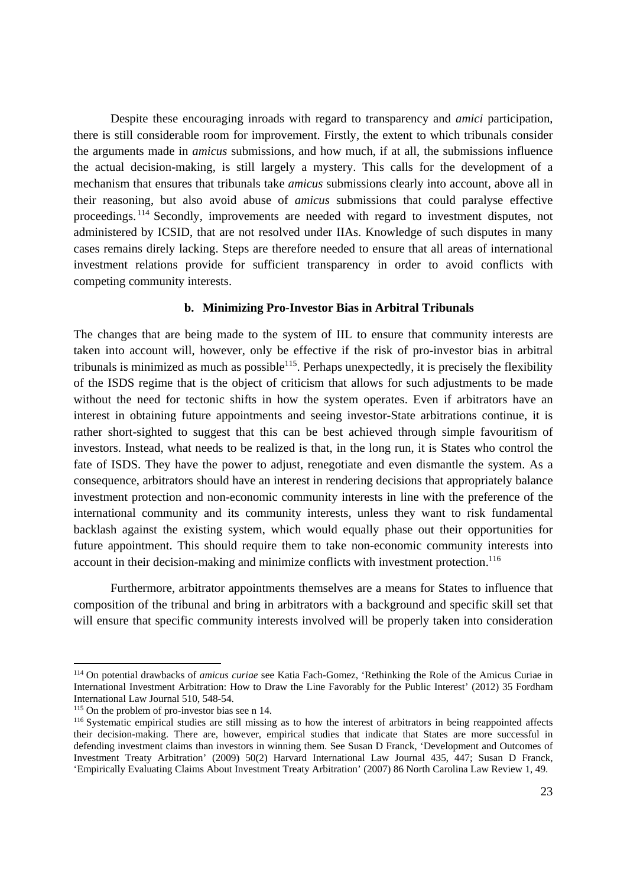Despite these encouraging inroads with regard to transparency and *amici* participation, there is still considerable room for improvement. Firstly, the extent to which tribunals consider the arguments made in *amicus* submissions, and how much, if at all, the submissions influence the actual decision-making, is still largely a mystery. This calls for the development of a mechanism that ensures that tribunals take *amicus* submissions clearly into account, above all in their reasoning, but also avoid abuse of *amicus* submissions that could paralyse effective proceedings.[114] Secondly, improvements are needed with regard to investment disputes, not administered by ICSID, that are not resolved under IIAs. Knowledge of such disputes in many cases remains direly lacking. Steps are therefore needed to ensure that all areas of international investment relations provide for sufficient transparency in order to avoid conflicts with competing community interests.

### b. Minimizing Pro-Investor Bias in Arbitral Tribunals

The changes that are being made to the system of IIL to ensure that community interests are taken into account will, however, only be effective if the risk of pro-investor bias in arbitral tribunals is minimized as much as possible[115]. Perhaps unexpectedly, it is precisely the flexibility of the ISDS regime that is the object of criticism that allows for such adjustments to be made without the need for tectonic shifts in how the system operates. Even if arbitrators have an interest in obtaining future appointments and seeing investor-State arbitrations continue, it is rather short-sighted to suggest that this can be best achieved through simple favouritism of investors. Instead, what needs to be realized is that, in the long run, it is States who control the fate of ISDS. They have the power to adjust, renegotiate and even dismantle the system. As a consequence, arbitrators should have an interest in rendering decisions that appropriately balance investment protection and non-economic community interests in line with the preference of the international community and its community interests, unless they want to risk fundamental backlash against the existing system, which would equally phase out their opportunities for future appointment. This should require them to take non-economic community interests into account in their decision-making and minimize conflicts with investment protection.[116]

Furthermore, arbitrator appointments themselves are a means for States to influence that composition of the tribunal and bring in arbitrators with a background and specific skill set that will ensure that specific community interests involved will be properly taken into consideration

---

[114] On potential drawbacks of *amicus curiae* see Katia Fach-Gomez, 'Rethinking the Role of the Amicus Curiae in International Investment Arbitration: How to Draw the Line Favorably for the Public Interest' (2012) 35 Fordham International Law Journal 510, 548-54.

[115] On the problem of pro-investor bias see n 14.

[116] Systematic empirical studies are still missing as to how the interest of arbitrators in being reappointed affects their decision-making. There are, however, empirical studies that indicate that States are more successful in defending investment claims than investors in winning them. See Susan D Franck, 'Development and Outcomes of Investment Treaty Arbitration' (2009) 50(2) Harvard International Law Journal 435, 447; Susan D Franck, 'Empirically Evaluating Claims About Investment Treaty Arbitration' (2007) 86 North Carolina Law Review 1, 49.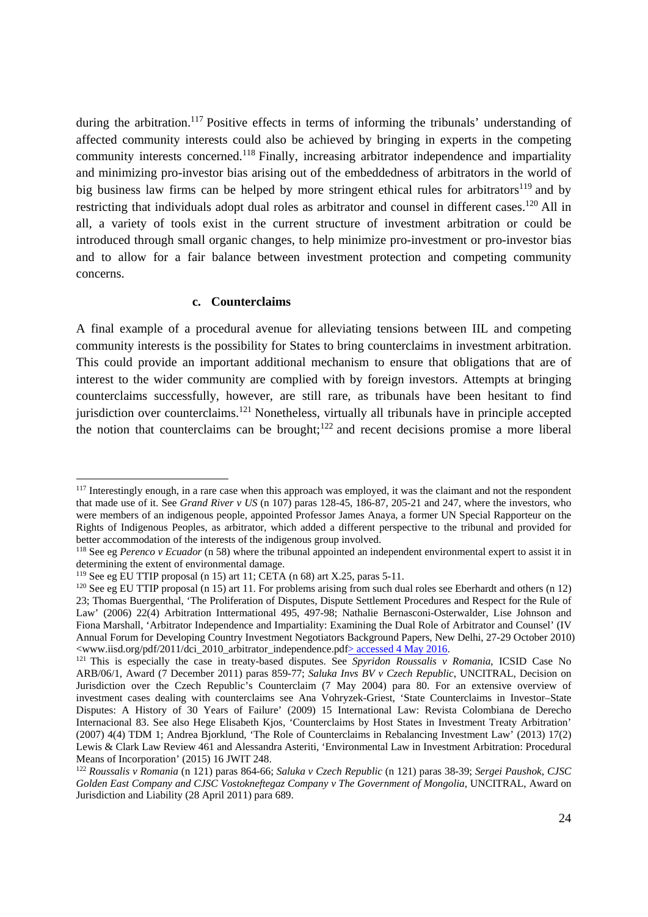during the arbitration.[117] Positive effects in terms of informing the tribunals' understanding of affected community interests could also be achieved by bringing in experts in the competing community interests concerned.[118] Finally, increasing arbitrator independence and impartiality and minimizing pro-investor bias arising out of the embeddedness of arbitrators in the world of big business law firms can be helped by more stringent ethical rules for arbitrators[119] and by restricting that individuals adopt dual roles as arbitrator and counsel in different cases.[120] All in all, a variety of tools exist in the current structure of investment arbitration or could be introduced through small organic changes, to help minimize pro-investment or pro-investor bias and to allow for a fair balance between investment protection and competing community concerns.

#### c. Counterclaims

A final example of a procedural avenue for alleviating tensions between IIL and competing community interests is the possibility for States to bring counterclaims in investment arbitration. This could provide an important additional mechanism to ensure that obligations that are of interest to the wider community are complied with by foreign investors. Attempts at bringing counterclaims successfully, however, are still rare, as tribunals have been hesitant to find jurisdiction over counterclaims.[121] Nonetheless, virtually all tribunals have in principle accepted the notion that counterclaims can be brought;[122] and recent decisions promise a more liberal

---

[117] Interestingly enough, in a rare case when this approach was employed, it was the claimant and not the respondent that made use of it. See *Grand River v US* (n 107) paras 128-45, 186-87, 205-21 and 247, where the investors, who were members of an indigenous people, appointed Professor James Anaya, a former UN Special Rapporteur on the Rights of Indigenous Peoples, as arbitrator, which added a different perspective to the tribunal and provided for better accommodation of the interests of the indigenous group involved.

[118] See eg *Perenco v Ecuador* (n 58) where the tribunal appointed an independent environmental expert to assist it in determining the extent of environmental damage.

[119] See eg EU TTIP proposal (n 15) art 11; CETA (n 68) art X.25, paras 5-11.

[120] See eg EU TTIP proposal (n 15) art 11. For problems arising from such dual roles see Eberhardt and others (n 12) 23; Thomas Buergenthal, 'The Proliferation of Disputes, Dispute Settlement Procedures and Respect for the Rule of Law' (2006) 22(4) Arbitration Inttermational 495, 497-98; Nathalie Bernasconi-Osterwalder, Lise Johnson and Fiona Marshall, 'Arbitrator Independence and Impartiality: Examining the Dual Role of Arbitrator and Counsel' (IV Annual Forum for Developing Country Investment Negotiators Background Papers, New Delhi, 27-29 October 2010) <www.iisd.org/pdf/2011/dci_2010_arbitrator_independence.pdf> accessed 4 May 2016.

[121] This is especially the case in treaty-based disputes. See *Spyridon Roussalis v Romania*, ICSID Case No ARB/06/1, Award (7 December 2011) paras 859-77; *Saluka Invs BV v Czech Republic*, UNCITRAL, Decision on Jurisdiction over the Czech Republic's Counterclaim (7 May 2004) para 80. For an extensive overview of investment cases dealing with counterclaims see Ana Vohryzek-Griest, 'State Counterclaims in Investor–State Disputes: A History of 30 Years of Failure' (2009) 15 International Law: Revista Colombiana de Derecho Internacional 83. See also Hege Elisabeth Kjos, 'Counterclaims by Host States in Investment Treaty Arbitration' (2007) 4(4) TDM 1; Andrea Bjorklund, 'The Role of Counterclaims in Rebalancing Investment Law' (2013) 17(2) Lewis & Clark Law Review 461 and Alessandra Asteriti, 'Environmental Law in Investment Arbitration: Procedural Means of Incorporation' (2015) 16 JWIT 248.

[122] *Roussalis v Romania* (n 121) paras 864-66; *Saluka v Czech Republic* (n 121) paras 38-39; *Sergei Paushok, CJSC Golden East Company and CJSC Vostokneftegaz Company v The Government of Mongolia*, UNCITRAL, Award on Jurisdiction and Liability (28 April 2011) para 689.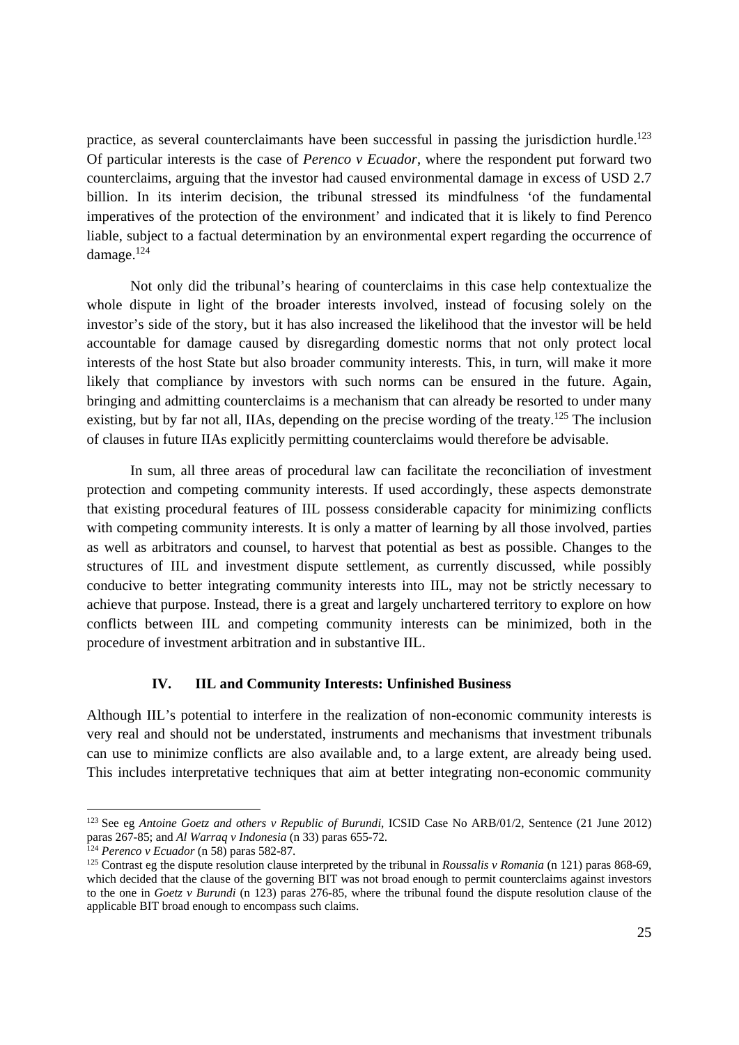practice, as several counterclaimants have been successful in passing the jurisdiction hurdle.[123] Of particular interests is the case of *Perenco v Ecuador*, where the respondent put forward two counterclaims, arguing that the investor had caused environmental damage in excess of USD 2.7 billion. In its interim decision, the tribunal stressed its mindfulness 'of the fundamental imperatives of the protection of the environment' and indicated that it is likely to find Perenco liable, subject to a factual determination by an environmental expert regarding the occurrence of damage.[124]

Not only did the tribunal's hearing of counterclaims in this case help contextualize the whole dispute in light of the broader interests involved, instead of focusing solely on the investor's side of the story, but it has also increased the likelihood that the investor will be held accountable for damage caused by disregarding domestic norms that not only protect local interests of the host State but also broader community interests. This, in turn, will make it more likely that compliance by investors with such norms can be ensured in the future. Again, bringing and admitting counterclaims is a mechanism that can already be resorted to under many existing, but by far not all, IIAs, depending on the precise wording of the treaty.[125] The inclusion of clauses in future IIAs explicitly permitting counterclaims would therefore be advisable.

In sum, all three areas of procedural law can facilitate the reconciliation of investment protection and competing community interests. If used accordingly, these aspects demonstrate that existing procedural features of IIL possess considerable capacity for minimizing conflicts with competing community interests. It is only a matter of learning by all those involved, parties as well as arbitrators and counsel, to harvest that potential as best as possible. Changes to the structures of IIL and investment dispute settlement, as currently discussed, while possibly conducive to better integrating community interests into IIL, may not be strictly necessary to achieve that purpose. Instead, there is a great and largely unchartered territory to explore on how conflicts between IIL and competing community interests can be minimized, both in the procedure of investment arbitration and in substantive IIL.

## IV. IIL and Community Interests: Unfinished Business

Although IIL's potential to interfere in the realization of non-economic community interests is very real and should not be understated, instruments and mechanisms that investment tribunals can use to minimize conflicts are also available and, to a large extent, are already being used. This includes interpretative techniques that aim at better integrating non-economic community

---

[123] See eg *Antoine Goetz and others v Republic of Burundi*, ICSID Case No ARB/01/2, Sentence (21 June 2012) paras 267-85; and *Al Warraq v Indonesia* (n 33) paras 655-72.

[124] *Perenco v Ecuador* (n 58) paras 582-87.

[125] Contrast eg the dispute resolution clause interpreted by the tribunal in *Roussalis v Romania* (n 121) paras 868-69, which decided that the clause of the governing BIT was not broad enough to permit counterclaims against investors to the one in *Goetz v Burundi* (n 123) paras 276-85, where the tribunal found the dispute resolution clause of the applicable BIT broad enough to encompass such claims.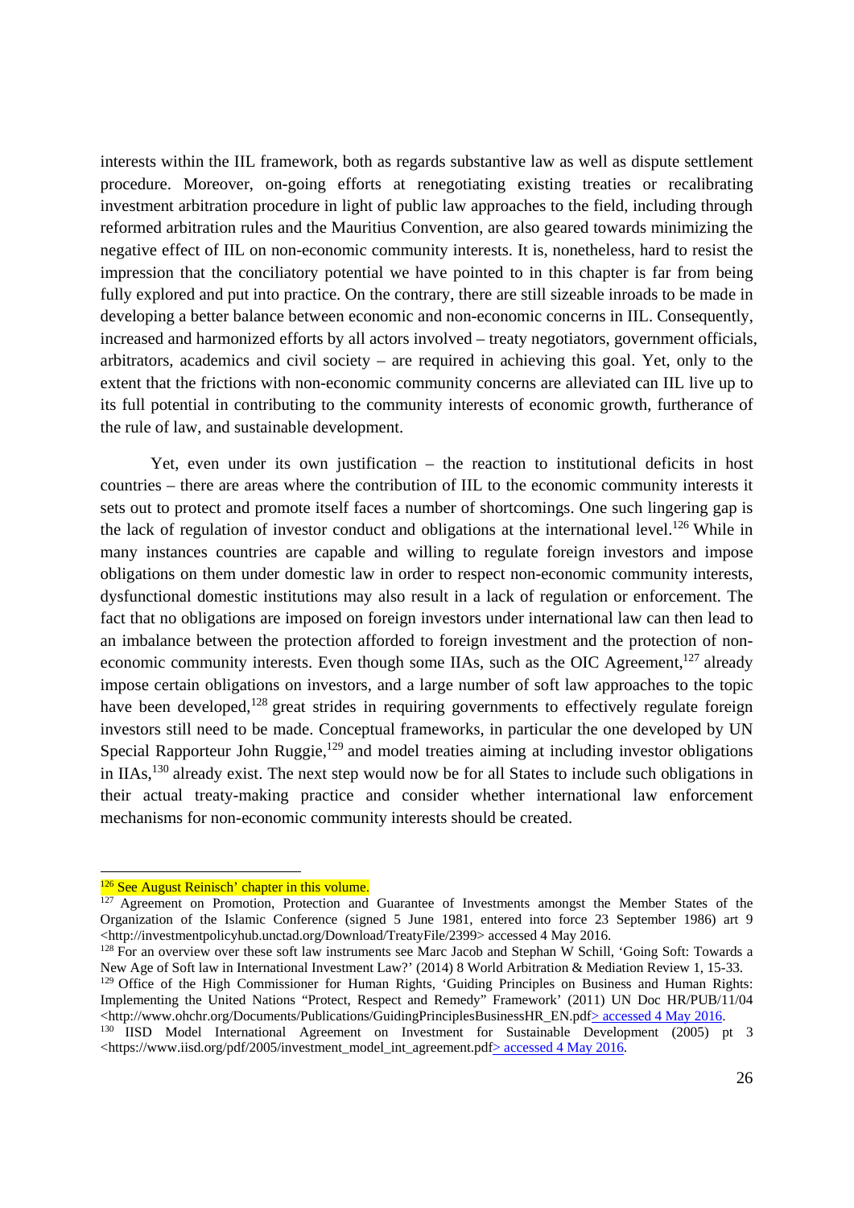interests within the IIL framework, both as regards substantive law as well as dispute settlement procedure. Moreover, on-going efforts at renegotiating existing treaties or recalibrating investment arbitration procedure in light of public law approaches to the field, including through reformed arbitration rules and the Mauritius Convention, are also geared towards minimizing the negative effect of IIL on non-economic community interests. It is, nonetheless, hard to resist the impression that the conciliatory potential we have pointed to in this chapter is far from being fully explored and put into practice. On the contrary, there are still sizeable inroads to be made in developing a better balance between economic and non-economic concerns in IIL. Consequently, increased and harmonized efforts by all actors involved – treaty negotiators, government officials, arbitrators, academics and civil society – are required in achieving this goal. Yet, only to the extent that the frictions with non-economic community concerns are alleviated can IIL live up to its full potential in contributing to the community interests of economic growth, furtherance of the rule of law, and sustainable development.

Yet, even under its own justification – the reaction to institutional deficits in host countries – there are areas where the contribution of IIL to the economic community interests it sets out to protect and promote itself faces a number of shortcomings. One such lingering gap is the lack of regulation of investor conduct and obligations at the international level.[126] While in many instances countries are capable and willing to regulate foreign investors and impose obligations on them under domestic law in order to respect non-economic community interests, dysfunctional domestic institutions may also result in a lack of regulation or enforcement. The fact that no obligations are imposed on foreign investors under international law can then lead to an imbalance between the protection afforded to foreign investment and the protection of non-economic community interests. Even though some IIAs, such as the OIC Agreement,[127] already impose certain obligations on investors, and a large number of soft law approaches to the topic have been developed,[128] great strides in requiring governments to effectively regulate foreign investors still need to be made. Conceptual frameworks, in particular the one developed by UN Special Rapporteur John Ruggie,[129] and model treaties aiming at including investor obligations in IIAs,[130] already exist. The next step would now be for all States to include such obligations in their actual treaty-making practice and consider whether international law enforcement mechanisms for non-economic community interests should be created.

---

[126] See August Reinisch' chapter in this volume.

[127] Agreement on Promotion, Protection and Guarantee of Investments amongst the Member States of the Organization of the Islamic Conference (signed 5 June 1981, entered into force 23 September 1986) art 9 <http://investmentpolicyhub.unctad.org/Download/TreatyFile/2399> accessed 4 May 2016.

[128] For an overview over these soft law instruments see Marc Jacob and Stephan W Schill, 'Going Soft: Towards a New Age of Soft law in International Investment Law?' (2014) 8 World Arbitration & Mediation Review 1, 15-33.

[129] Office of the High Commissioner for Human Rights, 'Guiding Principles on Business and Human Rights: Implementing the United Nations "Protect, Respect and Remedy" Framework' (2011) UN Doc HR/PUB/11/04 <http://www.ohchr.org/Documents/Publications/GuidingPrinciplesBusinessHR_EN.pdf> accessed 4 May 2016.

[130] IISD Model International Agreement on Investment for Sustainable Development (2005) pt 3 <https://www.iisd.org/pdf/2005/investment_model_int_agreement.pdf> accessed 4 May 2016.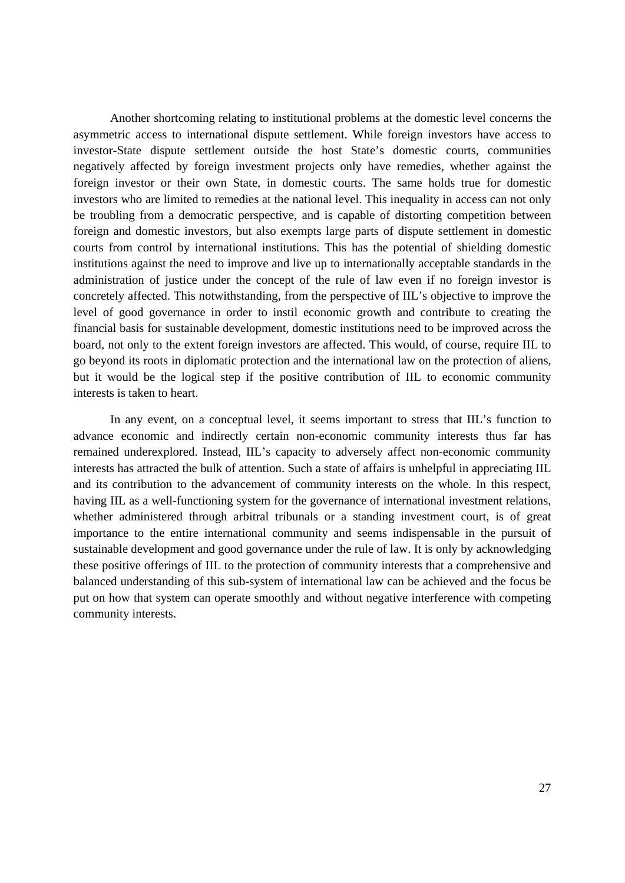Another shortcoming relating to institutional problems at the domestic level concerns the asymmetric access to international dispute settlement. While foreign investors have access to investor-State dispute settlement outside the host State's domestic courts, communities negatively affected by foreign investment projects only have remedies, whether against the foreign investor or their own State, in domestic courts. The same holds true for domestic investors who are limited to remedies at the national level. This inequality in access can not only be troubling from a democratic perspective, and is capable of distorting competition between foreign and domestic investors, but also exempts large parts of dispute settlement in domestic courts from control by international institutions. This has the potential of shielding domestic institutions against the need to improve and live up to internationally acceptable standards in the administration of justice under the concept of the rule of law even if no foreign investor is concretely affected. This notwithstanding, from the perspective of IIL's objective to improve the level of good governance in order to instil economic growth and contribute to creating the financial basis for sustainable development, domestic institutions need to be improved across the board, not only to the extent foreign investors are affected. This would, of course, require IIL to go beyond its roots in diplomatic protection and the international law on the protection of aliens, but it would be the logical step if the positive contribution of IIL to economic community interests is taken to heart.

In any event, on a conceptual level, it seems important to stress that IIL's function to advance economic and indirectly certain non-economic community interests thus far has remained underexplored. Instead, IIL's capacity to adversely affect non-economic community interests has attracted the bulk of attention. Such a state of affairs is unhelpful in appreciating IIL and its contribution to the advancement of community interests on the whole. In this respect, having IIL as a well-functioning system for the governance of international investment relations, whether administered through arbitral tribunals or a standing investment court, is of great importance to the entire international community and seems indispensable in the pursuit of sustainable development and good governance under the rule of law. It is only by acknowledging these positive offerings of IIL to the protection of community interests that a comprehensive and balanced understanding of this sub-system of international law can be achieved and the focus be put on how that system can operate smoothly and without negative interference with competing community interests.